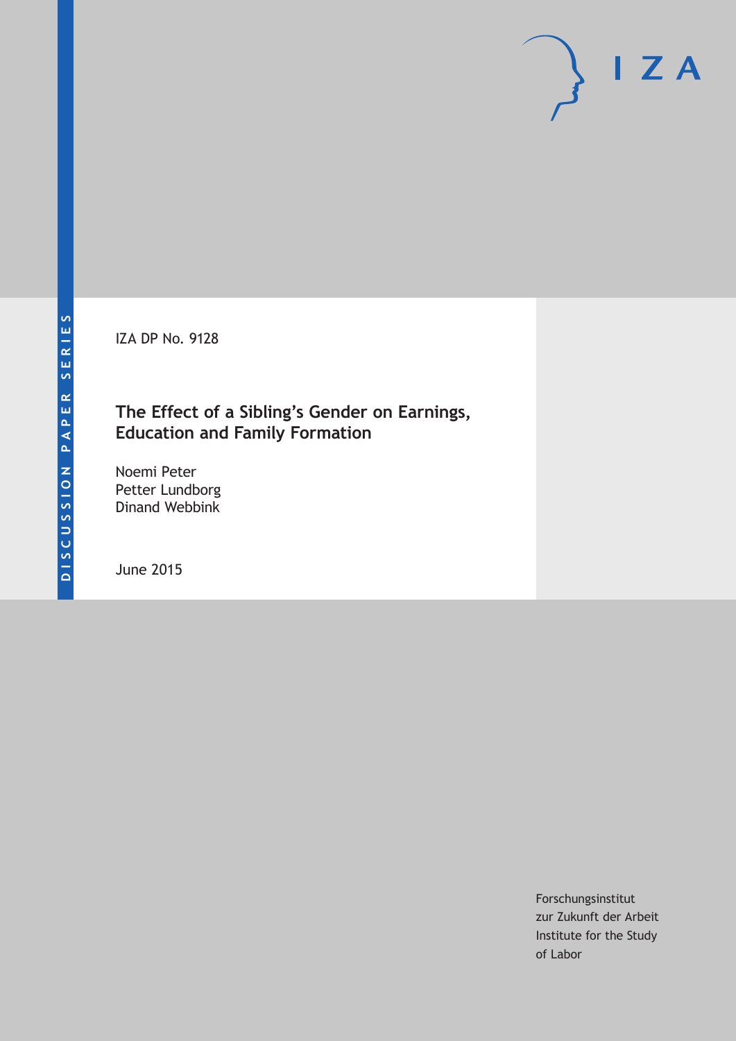DISCUSSION PAPER SERIES

IZA

IZA DP No. 9128

# The Effect of a Sibling's Gender on Earnings, Education and Family Formation

Noemi Peter
Petter Lundborg
Dinand Webbink

June 2015

Forschungsinstitut
zur Zukunft der Arbeit
Institute for the Study
of Labor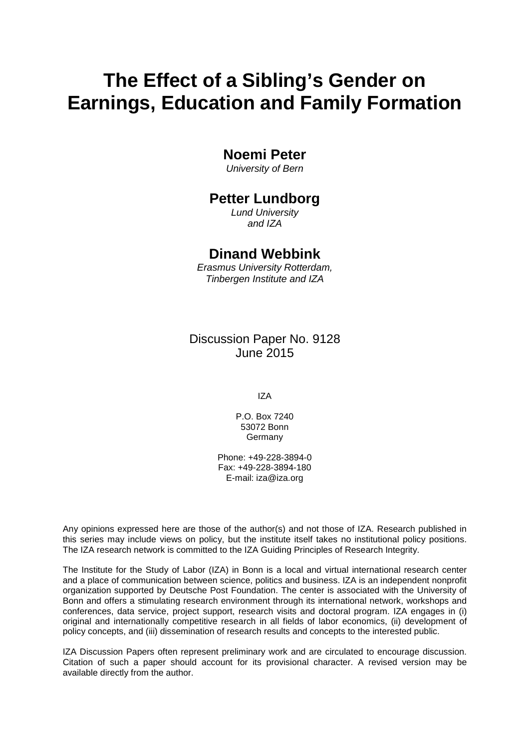# The Effect of a Sibling's Gender on Earnings, Education and Family Formation

**Noemi Peter**
*University of Bern*

**Petter Lundborg**
*Lund University and IZA*

**Dinand Webbink**
*Erasmus University Rotterdam, Tinbergen Institute and IZA*

Discussion Paper No. 9128
June 2015

IZA

P.O. Box 7240
53072 Bonn
Germany

Phone: +49-228-3894-0
Fax: +49-228-3894-180
E-mail: iza@iza.org

Any opinions expressed here are those of the author(s) and not those of IZA. Research published in this series may include views on policy, but the institute itself takes no institutional policy positions. The IZA research network is committed to the IZA Guiding Principles of Research Integrity.

The Institute for the Study of Labor (IZA) in Bonn is a local and virtual international research center and a place of communication between science, politics and business. IZA is an independent nonprofit organization supported by Deutsche Post Foundation. The center is associated with the University of Bonn and offers a stimulating research environment through its international network, workshops and conferences, data service, project support, research visits and doctoral program. IZA engages in (i) original and internationally competitive research in all fields of labor economics, (ii) development of policy concepts, and (iii) dissemination of research results and concepts to the interested public.

IZA Discussion Papers often represent preliminary work and are circulated to encourage discussion. Citation of such a paper should account for its provisional character. A revised version may be available directly from the author.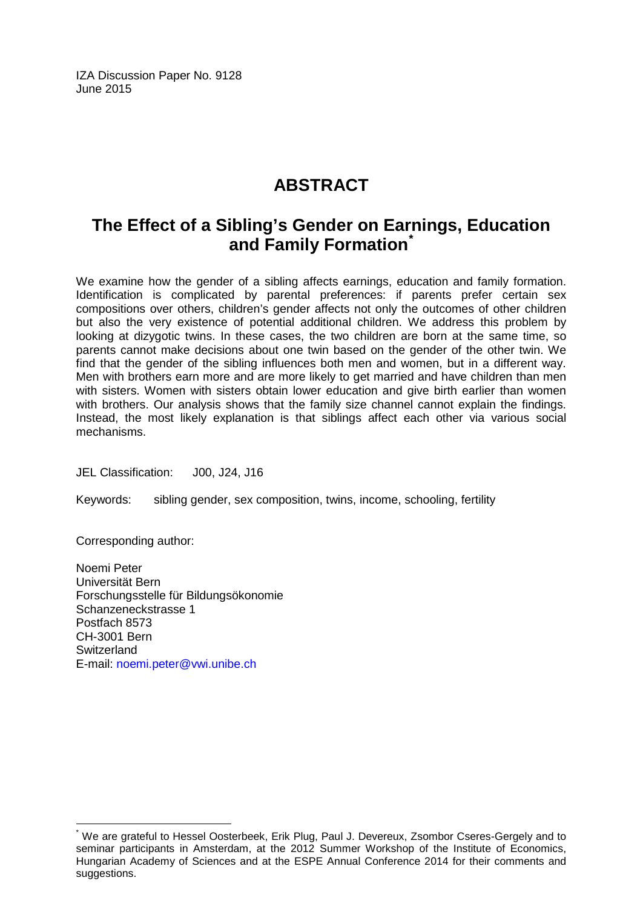IZA Discussion Paper No. 9128
June 2015

# ABSTRACT

## The Effect of a Sibling's Gender on Earnings, Education and Family Formation*

We examine how the gender of a sibling affects earnings, education and family formation. Identification is complicated by parental preferences: if parents prefer certain sex compositions over others, children's gender affects not only the outcomes of other children but also the very existence of potential additional children. We address this problem by looking at dizygotic twins. In these cases, the two children are born at the same time, so parents cannot make decisions about one twin based on the gender of the other twin. We find that the gender of the sibling influences both men and women, but in a different way. Men with brothers earn more and are more likely to get married and have children than men with sisters. Women with sisters obtain lower education and give birth earlier than women with brothers. Our analysis shows that the family size channel cannot explain the findings. Instead, the most likely explanation is that siblings affect each other via various social mechanisms.

JEL Classification: J00, J24, J16

Keywords: sibling gender, sex composition, twins, income, schooling, fertility

Corresponding author:

Noemi Peter
Universität Bern
Forschungsstelle für Bildungsökonomie
Schanzeneckstrasse 1
Postfach 8573
CH-3001 Bern
Switzerland
E-mail: noemi.peter@vwi.unibe.ch

---

* We are grateful to Hessel Oosterbeek, Erik Plug, Paul J. Devereux, Zsombor Cseres-Gergely and to seminar participants in Amsterdam, at the 2012 Summer Workshop of the Institute of Economics, Hungarian Academy of Sciences and at the ESPE Annual Conference 2014 for their comments and suggestions.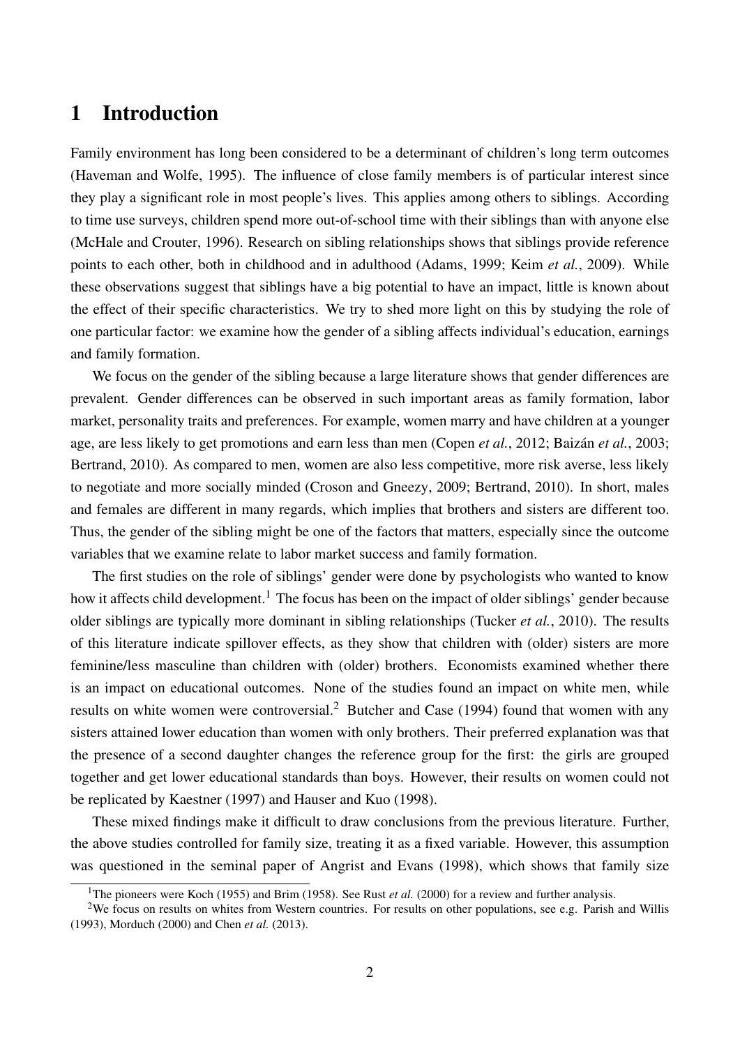# 1 Introduction

Family environment has long been considered to be a determinant of children's long term outcomes (Haveman and Wolfe, 1995). The influence of close family members is of particular interest since they play a significant role in most people's lives. This applies among others to siblings. According to time use surveys, children spend more out-of-school time with their siblings than with anyone else (McHale and Crouter, 1996). Research on sibling relationships shows that siblings provide reference points to each other, both in childhood and in adulthood (Adams, 1999; Keim *et al.*, 2009). While these observations suggest that siblings have a big potential to have an impact, little is known about the effect of their specific characteristics. We try to shed more light on this by studying the role of one particular factor: we examine how the gender of a sibling affects individual's education, earnings and family formation.

We focus on the gender of the sibling because a large literature shows that gender differences are prevalent. Gender differences can be observed in such important areas as family formation, labor market, personality traits and preferences. For example, women marry and have children at a younger age, are less likely to get promotions and earn less than men (Copen *et al.*, 2012; Baizán *et al.*, 2003; Bertrand, 2010). As compared to men, women are also less competitive, more risk averse, less likely to negotiate and more socially minded (Croson and Gneezy, 2009; Bertrand, 2010). In short, males and females are different in many regards, which implies that brothers and sisters are different too. Thus, the gender of the sibling might be one of the factors that matters, especially since the outcome variables that we examine relate to labor market success and family formation.

The first studies on the role of siblings' gender were done by psychologists who wanted to know how it affects child development.[1] The focus has been on the impact of older siblings' gender because older siblings are typically more dominant in sibling relationships (Tucker *et al.*, 2010). The results of this literature indicate spillover effects, as they show that children with (older) sisters are more feminine/less masculine than children with (older) brothers. Economists examined whether there is an impact on educational outcomes. None of the studies found an impact on white men, while results on white women were controversial.[2] Butcher and Case (1994) found that women with any sisters attained lower education than women with only brothers. Their preferred explanation was that the presence of a second daughter changes the reference group for the first: the girls are grouped together and get lower educational standards than boys. However, their results on women could not be replicated by Kaestner (1997) and Hauser and Kuo (1998).

These mixed findings make it difficult to draw conclusions from the previous literature. Further, the above studies controlled for family size, treating it as a fixed variable. However, this assumption was questioned in the seminal paper of Angrist and Evans (1998), which shows that family size

[1] The pioneers were Koch (1955) and Brim (1958). See Rust *et al.* (2000) for a review and further analysis.

[2] We focus on results on whites from Western countries. For results on other populations, see e.g. Parish and Willis (1993), Morduch (2000) and Chen *et al.* (2013).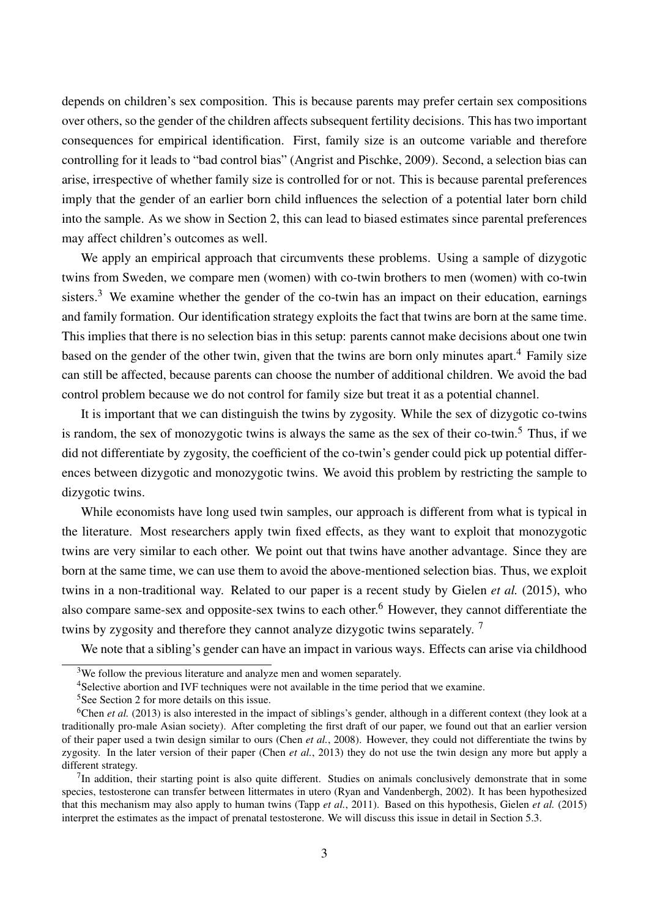depends on children's sex composition. This is because parents may prefer certain sex compositions over others, so the gender of the children affects subsequent fertility decisions. This has two important consequences for empirical identification. First, family size is an outcome variable and therefore controlling for it leads to "bad control bias" (Angrist and Pischke, 2009). Second, a selection bias can arise, irrespective of whether family size is controlled for or not. This is because parental preferences imply that the gender of an earlier born child influences the selection of a potential later born child into the sample. As we show in Section 2, this can lead to biased estimates since parental preferences may affect children's outcomes as well.

We apply an empirical approach that circumvents these problems. Using a sample of dizygotic twins from Sweden, we compare men (women) with co-twin brothers to men (women) with co-twin sisters.[3] We examine whether the gender of the co-twin has an impact on their education, earnings and family formation. Our identification strategy exploits the fact that twins are born at the same time. This implies that there is no selection bias in this setup: parents cannot make decisions about one twin based on the gender of the other twin, given that the twins are born only minutes apart.[4] Family size can still be affected, because parents can choose the number of additional children. We avoid the bad control problem because we do not control for family size but treat it as a potential channel.

It is important that we can distinguish the twins by zygosity. While the sex of dizygotic co-twins is random, the sex of monozygotic twins is always the same as the sex of their co-twin.[5] Thus, if we did not differentiate by zygosity, the coefficient of the co-twin's gender could pick up potential differences between dizygotic and monozygotic twins. We avoid this problem by restricting the sample to dizygotic twins.

While economists have long used twin samples, our approach is different from what is typical in the literature. Most researchers apply twin fixed effects, as they want to exploit that monozygotic twins are very similar to each other. We point out that twins have another advantage. Since they are born at the same time, we can use them to avoid the above-mentioned selection bias. Thus, we exploit twins in a non-traditional way. Related to our paper is a recent study by Gielen *et al.* (2015), who also compare same-sex and opposite-sex twins to each other.[6] However, they cannot differentiate the twins by zygosity and therefore they cannot analyze dizygotic twins separately. [7]

We note that a sibling's gender can have an impact in various ways. Effects can arise via childhood

---

[3] We follow the previous literature and analyze men and women separately.

[4] Selective abortion and IVF techniques were not available in the time period that we examine.

[5] See Section 2 for more details on this issue.

[6] Chen *et al.* (2013) is also interested in the impact of siblings's gender, although in a different context (they look at a traditionally pro-male Asian society). After completing the first draft of our paper, we found out that an earlier version of their paper used a twin design similar to ours (Chen *et al.*, 2008). However, they could not differentiate the twins by zygosity. In the later version of their paper (Chen *et al.*, 2013) they do not use the twin design any more but apply a different strategy.

[7] In addition, their starting point is also quite different. Studies on animals conclusively demonstrate that in some species, testosterone can transfer between littermates in utero (Ryan and Vandenbergh, 2002). It has been hypothesized that this mechanism may also apply to human twins (Tapp *et al.*, 2011). Based on this hypothesis, Gielen *et al.* (2015) interpret the estimates as the impact of prenatal testosterone. We will discuss this issue in detail in Section 5.3.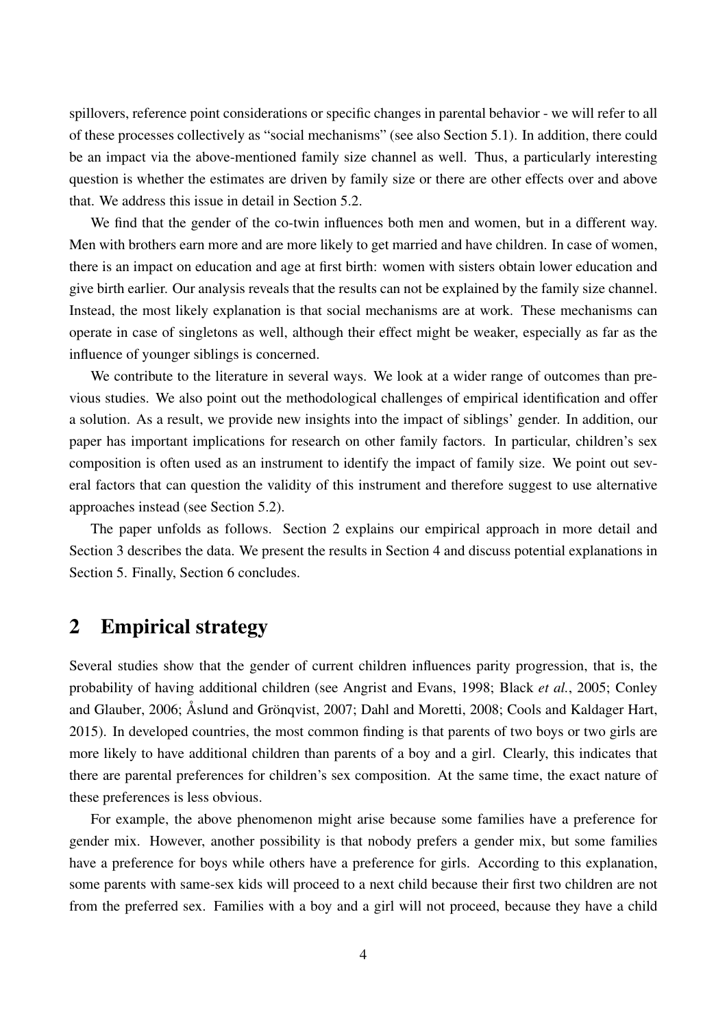spillovers, reference point considerations or specific changes in parental behavior - we will refer to all of these processes collectively as "social mechanisms" (see also Section 5.1). In addition, there could be an impact via the above-mentioned family size channel as well. Thus, a particularly interesting question is whether the estimates are driven by family size or there are other effects over and above that. We address this issue in detail in Section 5.2.

We find that the gender of the co-twin influences both men and women, but in a different way. Men with brothers earn more and are more likely to get married and have children. In case of women, there is an impact on education and age at first birth: women with sisters obtain lower education and give birth earlier. Our analysis reveals that the results can not be explained by the family size channel. Instead, the most likely explanation is that social mechanisms are at work. These mechanisms can operate in case of singletons as well, although their effect might be weaker, especially as far as the influence of younger siblings is concerned.

We contribute to the literature in several ways. We look at a wider range of outcomes than previous studies. We also point out the methodological challenges of empirical identification and offer a solution. As a result, we provide new insights into the impact of siblings' gender. In addition, our paper has important implications for research on other family factors. In particular, children's sex composition is often used as an instrument to identify the impact of family size. We point out several factors that can question the validity of this instrument and therefore suggest to use alternative approaches instead (see Section 5.2).

The paper unfolds as follows. Section 2 explains our empirical approach in more detail and Section 3 describes the data. We present the results in Section 4 and discuss potential explanations in Section 5. Finally, Section 6 concludes.

## 2 Empirical strategy

Several studies show that the gender of current children influences parity progression, that is, the probability of having additional children (see Angrist and Evans, 1998; Black *et al.*, 2005; Conley and Glauber, 2006; Åslund and Grönqvist, 2007; Dahl and Moretti, 2008; Cools and Kaldager Hart, 2015). In developed countries, the most common finding is that parents of two boys or two girls are more likely to have additional children than parents of a boy and a girl. Clearly, this indicates that there are parental preferences for children's sex composition. At the same time, the exact nature of these preferences is less obvious.

For example, the above phenomenon might arise because some families have a preference for gender mix. However, another possibility is that nobody prefers a gender mix, but some families have a preference for boys while others have a preference for girls. According to this explanation, some parents with same-sex kids will proceed to a next child because their first two children are not from the preferred sex. Families with a boy and a girl will not proceed, because they have a child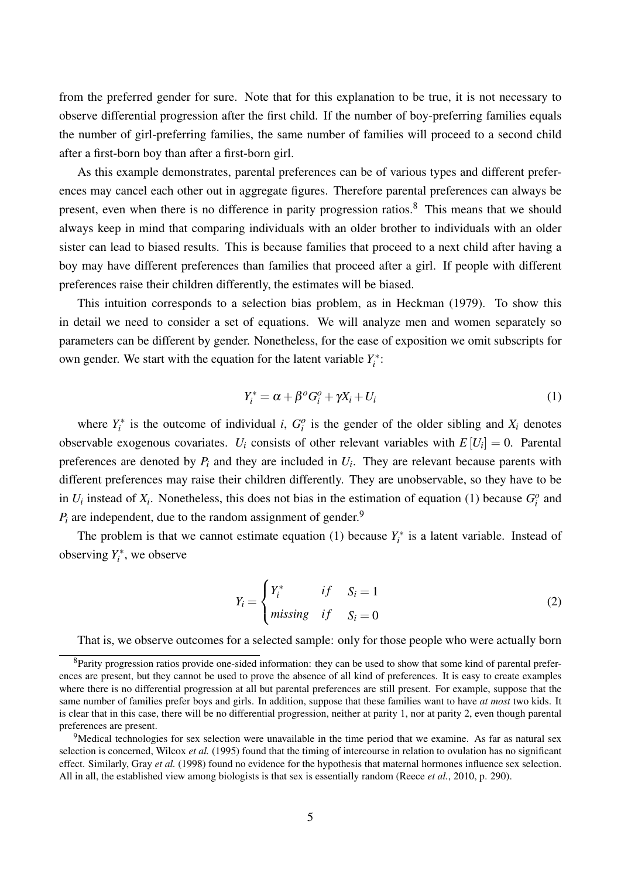from the preferred gender for sure. Note that for this explanation to be true, it is not necessary to observe differential progression after the first child. If the number of boy-preferring families equals the number of girl-preferring families, the same number of families will proceed to a second child after a first-born boy than after a first-born girl.

As this example demonstrates, parental preferences can be of various types and different preferences may cancel each other out in aggregate figures. Therefore parental preferences can always be present, even when there is no difference in parity progression ratios.[8] This means that we should always keep in mind that comparing individuals with an older brother to individuals with an older sister can lead to biased results. This is because families that proceed to a next child after having a boy may have different preferences than families that proceed after a girl. If people with different preferences raise their children differently, the estimates will be biased.

This intuition corresponds to a selection bias problem, as in Heckman (1979). To show this in detail we need to consider a set of equations. We will analyze men and women separately so parameters can be different by gender. Nonetheless, for the ease of exposition we omit subscripts for own gender. We start with the equation for the latent variable $Y_i^*$:

$$Y_i^* = \alpha + \beta^o G_i^o + \gamma X_i + U_i \tag{1}$$

where $Y_i^*$ is the outcome of individual $i$, $G_i^o$ is the gender of the older sibling and $X_i$ denotes observable exogenous covariates. $U_i$ consists of other relevant variables with $E[U_i] = 0$. Parental preferences are denoted by $P_i$ and they are included in $U_i$. They are relevant because parents with different preferences may raise their children differently. They are unobservable, so they have to be in $U_i$ instead of $X_i$. Nonetheless, this does not bias in the estimation of equation (1) because $G_i^o$ and $P_i$ are independent, due to the random assignment of gender.[9]

The problem is that we cannot estimate equation (1) because $Y_i^*$ is a latent variable. Instead of observing $Y_i^*$, we observe

$$Y_i = \begin{cases} Y_i^* & if \quad S_i = 1 \\ missing & if \quad S_i = 0 \end{cases} \tag{2}$$

That is, we observe outcomes for a selected sample: only for those people who were actually born

[8] Parity progression ratios provide one-sided information: they can be used to show that some kind of parental preferences are present, but they cannot be used to prove the absence of all kind of preferences. It is easy to create examples where there is no differential progression at all but parental preferences are still present. For example, suppose that the same number of families prefer boys and girls. In addition, suppose that these families want to have *at most* two kids. It is clear that in this case, there will be no differential progression, neither at parity 1, nor at parity 2, even though parental preferences are present.

[9] Medical technologies for sex selection were unavailable in the time period that we examine. As far as natural sex selection is concerned, Wilcox *et al.* (1995) found that the timing of intercourse in relation to ovulation has no significant effect. Similarly, Gray *et al.* (1998) found no evidence for the hypothesis that maternal hormones influence sex selection. All in all, the established view among biologists is that sex is essentially random (Reece *et al.*, 2010, p. 290).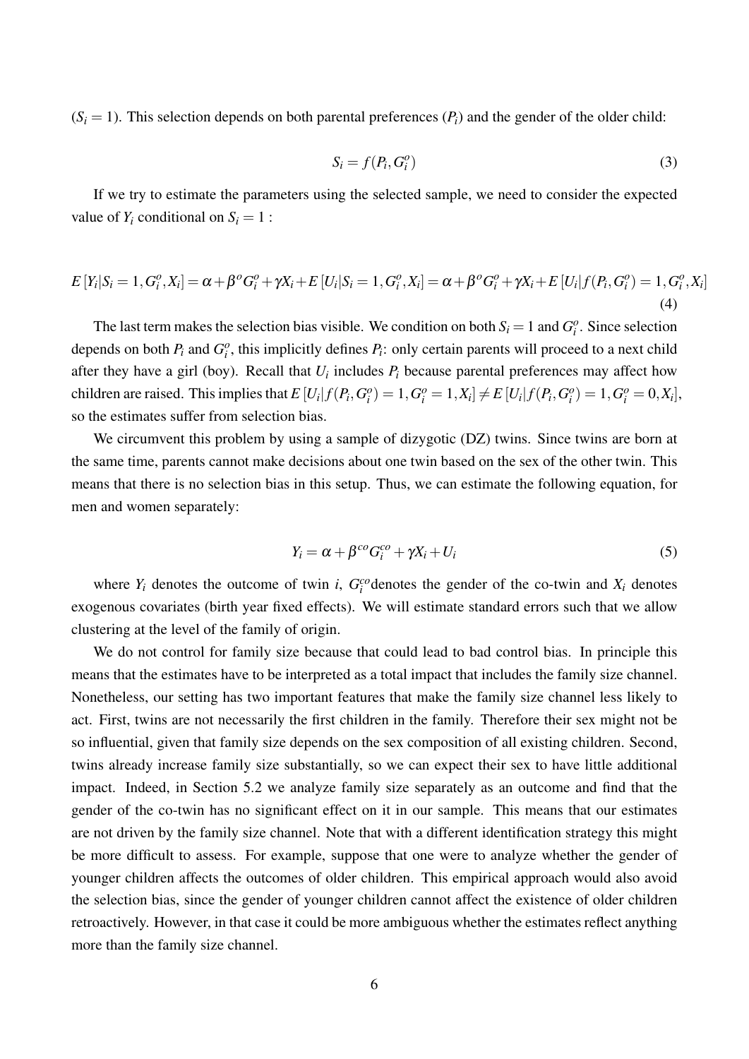$(S_i = 1)$. This selection depends on both parental preferences $(P_i)$ and the gender of the older child:

$$S_i = f(P_i, G_i^o) \tag{3}$$

If we try to estimate the parameters using the selected sample, we need to consider the expected value of $Y_i$ conditional on $S_i = 1$ :

$$E[Y_i|S_i = 1, G_i^o, X_i] = \alpha + \beta^o G_i^o + \gamma X_i + E[U_i|S_i = 1, G_i^o, X_i] = \alpha + \beta^o G_i^o + \gamma X_i + E[U_i|f(P_i, G_i^o) = 1, G_i^o, X_i] \tag{4}$$

The last term makes the selection bias visible. We condition on both $S_i = 1$ and $G_i^o$. Since selection depends on both $P_i$ and $G_i^o$, this implicitly defines $P_i$: only certain parents will proceed to a next child after they have a girl (boy). Recall that $U_i$ includes $P_i$ because parental preferences may affect how children are raised. This implies that $E[U_i|f(P_i, G_i^o) = 1, G_i^o = 1, X_i] \neq E[U_i|f(P_i, G_i^o) = 1, G_i^o = 0, X_i]$, so the estimates suffer from selection bias.

We circumvent this problem by using a sample of dizygotic (DZ) twins. Since twins are born at the same time, parents cannot make decisions about one twin based on the sex of the other twin. This means that there is no selection bias in this setup. Thus, we can estimate the following equation, for men and women separately:

$$Y_i = \alpha + \beta^{co} G_i^{co} + \gamma X_i + U_i \tag{5}$$

where $Y_i$ denotes the outcome of twin $i$, $G_i^{co}$ denotes the gender of the co-twin and $X_i$ denotes exogenous covariates (birth year fixed effects). We will estimate standard errors such that we allow clustering at the level of the family of origin.

We do not control for family size because that could lead to bad control bias. In principle this means that the estimates have to be interpreted as a total impact that includes the family size channel. Nonetheless, our setting has two important features that make the family size channel less likely to act. First, twins are not necessarily the first children in the family. Therefore their sex might not be so influential, given that family size depends on the sex composition of all existing children. Second, twins already increase family size substantially, so we can expect their sex to have little additional impact. Indeed, in Section 5.2 we analyze family size separately as an outcome and find that the gender of the co-twin has no significant effect on it in our sample. This means that our estimates are not driven by the family size channel. Note that with a different identification strategy this might be more difficult to assess. For example, suppose that one were to analyze whether the gender of younger children affects the outcomes of older children. This empirical approach would also avoid the selection bias, since the gender of younger children cannot affect the existence of older children retroactively. However, in that case it could be more ambiguous whether the estimates reflect anything more than the family size channel.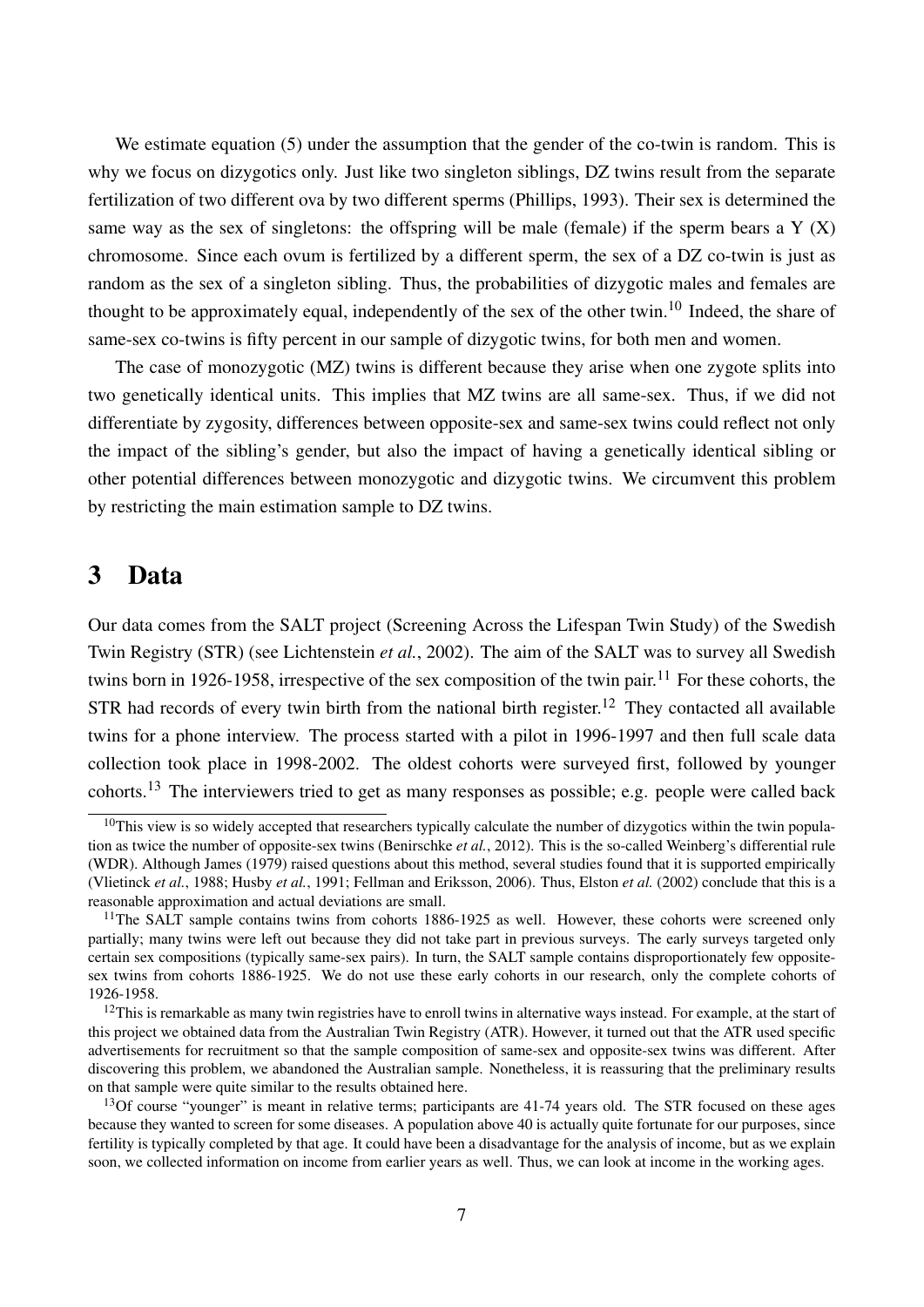We estimate equation (5) under the assumption that the gender of the co-twin is random. This is why we focus on dizygotics only. Just like two singleton siblings, DZ twins result from the separate fertilization of two different ova by two different sperms (Phillips, 1993). Their sex is determined the same way as the sex of singletons: the offspring will be male (female) if the sperm bears a Y (X) chromosome. Since each ovum is fertilized by a different sperm, the sex of a DZ co-twin is just as random as the sex of a singleton sibling. Thus, the probabilities of dizygotic males and females are thought to be approximately equal, independently of the sex of the other twin.[10] Indeed, the share of same-sex co-twins is fifty percent in our sample of dizygotic twins, for both men and women.

The case of monozygotic (MZ) twins is different because they arise when one zygote splits into two genetically identical units. This implies that MZ twins are all same-sex. Thus, if we did not differentiate by zygosity, differences between opposite-sex and same-sex twins could reflect not only the impact of the sibling's gender, but also the impact of having a genetically identical sibling or other potential differences between monozygotic and dizygotic twins. We circumvent this problem by restricting the main estimation sample to DZ twins.

# 3 Data

Our data comes from the SALT project (Screening Across the Lifespan Twin Study) of the Swedish Twin Registry (STR) (see Lichtenstein *et al.*, 2002). The aim of the SALT was to survey all Swedish twins born in 1926-1958, irrespective of the sex composition of the twin pair.[11] For these cohorts, the STR had records of every twin birth from the national birth register.[12] They contacted all available twins for a phone interview. The process started with a pilot in 1996-1997 and then full scale data collection took place in 1998-2002. The oldest cohorts were surveyed first, followed by younger cohorts.[13] The interviewers tried to get as many responses as possible; e.g. people were called back

[10] This view is so widely accepted that researchers typically calculate the number of dizygotics within the twin population as twice the number of opposite-sex twins (Benirschke *et al.*, 2012). This is the so-called Weinberg's differential rule (WDR). Although James (1979) raised questions about this method, several studies found that it is supported empirically (Vlietinck *et al.*, 1988; Husby *et al.*, 1991; Fellman and Eriksson, 2006). Thus, Elston *et al.* (2002) conclude that this is a reasonable approximation and actual deviations are small.

[11] The SALT sample contains twins from cohorts 1886-1925 as well. However, these cohorts were screened only partially; many twins were left out because they did not take part in previous surveys. The early surveys targeted only certain sex compositions (typically same-sex pairs). In turn, the SALT sample contains disproportionately few opposite-sex twins from cohorts 1886-1925. We do not use these early cohorts in our research, only the complete cohorts of 1926-1958.

[12] This is remarkable as many twin registries have to enroll twins in alternative ways instead. For example, at the start of this project we obtained data from the Australian Twin Registry (ATR). However, it turned out that the ATR used specific advertisements for recruitment so that the sample composition of same-sex and opposite-sex twins was different. After discovering this problem, we abandoned the Australian sample. Nonetheless, it is reassuring that the preliminary results on that sample were quite similar to the results obtained here.

[13] Of course "younger" is meant in relative terms; participants are 41-74 years old. The STR focused on these ages because they wanted to screen for some diseases. A population above 40 is actually quite fortunate for our purposes, since fertility is typically completed by that age. It could have been a disadvantage for the analysis of income, but as we explain soon, we collected information on income from earlier years as well. Thus, we can look at income in the working ages.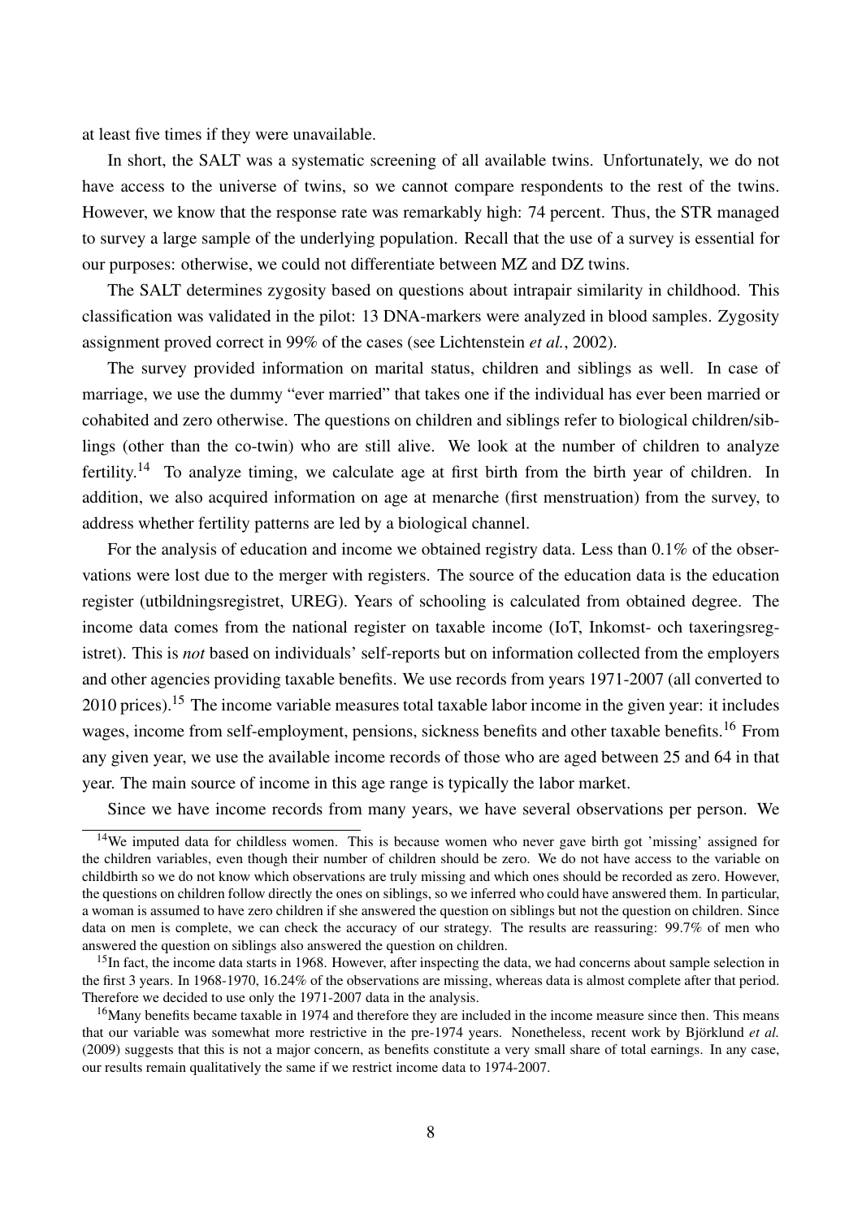at least five times if they were unavailable.

In short, the SALT was a systematic screening of all available twins. Unfortunately, we do not have access to the universe of twins, so we cannot compare respondents to the rest of the twins. However, we know that the response rate was remarkably high: 74 percent. Thus, the STR managed to survey a large sample of the underlying population. Recall that the use of a survey is essential for our purposes: otherwise, we could not differentiate between MZ and DZ twins.

The SALT determines zygosity based on questions about intrapair similarity in childhood. This classification was validated in the pilot: 13 DNA-markers were analyzed in blood samples. Zygosity assignment proved correct in 99% of the cases (see Lichtenstein *et al.*, 2002).

The survey provided information on marital status, children and siblings as well. In case of marriage, we use the dummy "ever married" that takes one if the individual has ever been married or cohabited and zero otherwise. The questions on children and siblings refer to biological children/siblings (other than the co-twin) who are still alive. We look at the number of children to analyze fertility.[14] To analyze timing, we calculate age at first birth from the birth year of children. In addition, we also acquired information on age at menarche (first menstruation) from the survey, to address whether fertility patterns are led by a biological channel.

For the analysis of education and income we obtained registry data. Less than 0.1% of the observations were lost due to the merger with registers. The source of the education data is the education register (utbildningsregistret, UREG). Years of schooling is calculated from obtained degree. The income data comes from the national register on taxable income (IoT, Inkomst- och taxeringsregistret). This is *not* based on individuals' self-reports but on information collected from the employers and other agencies providing taxable benefits. We use records from years 1971-2007 (all converted to 2010 prices).[15] The income variable measures total taxable labor income in the given year: it includes wages, income from self-employment, pensions, sickness benefits and other taxable benefits.[16] From any given year, we use the available income records of those who are aged between 25 and 64 in that year. The main source of income in this age range is typically the labor market.

Since we have income records from many years, we have several observations per person. We

[14] We imputed data for childless women. This is because women who never gave birth got 'missing' assigned for the children variables, even though their number of children should be zero. We do not have access to the variable on childbirth so we do not know which observations are truly missing and which ones should be recorded as zero. However, the questions on children follow directly the ones on siblings, so we inferred who could have answered them. In particular, a woman is assumed to have zero children if she answered the question on siblings but not the question on children. Since data on men is complete, we can check the accuracy of our strategy. The results are reassuring: 99.7% of men who answered the question on siblings also answered the question on children.

[15] In fact, the income data starts in 1968. However, after inspecting the data, we had concerns about sample selection in the first 3 years. In 1968-1970, 16.24% of the observations are missing, whereas data is almost complete after that period. Therefore we decided to use only the 1971-2007 data in the analysis.

[16] Many benefits became taxable in 1974 and therefore they are included in the income measure since then. This means that our variable was somewhat more restrictive in the pre-1974 years. Nonetheless, recent work by Björklund *et al.* (2009) suggests that this is not a major concern, as benefits constitute a very small share of total earnings. In any case, our results remain qualitatively the same if we restrict income data to 1974-2007.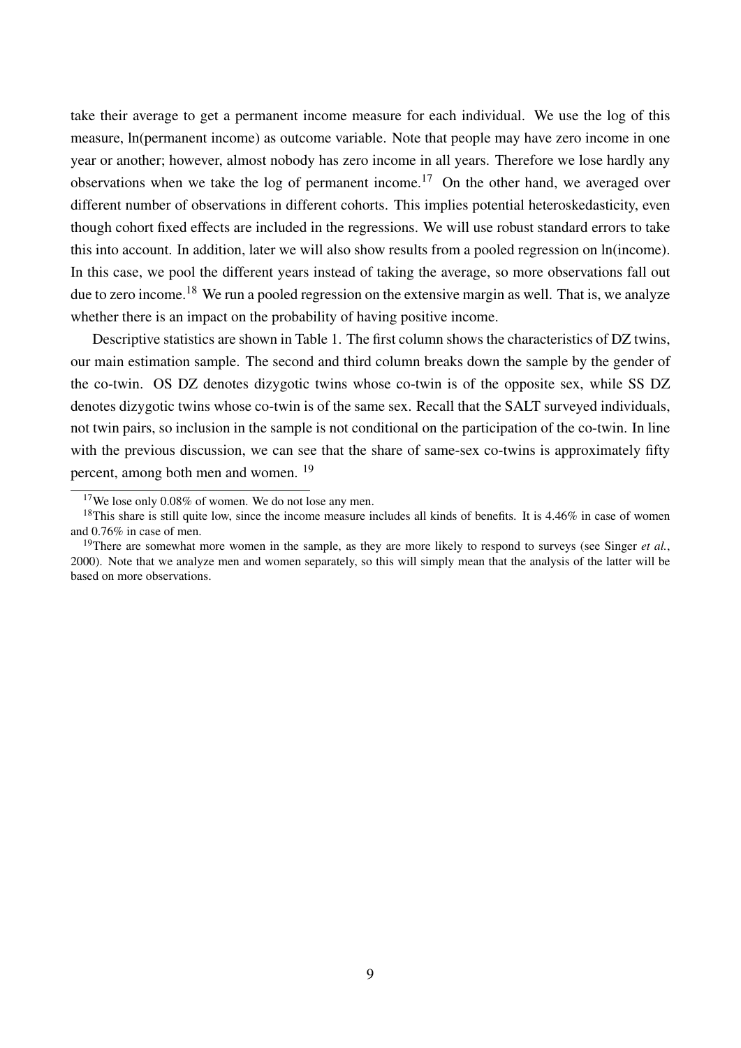take their average to get a permanent income measure for each individual. We use the log of this measure, ln(permanent income) as outcome variable. Note that people may have zero income in one year or another; however, almost nobody has zero income in all years. Therefore we lose hardly any observations when we take the log of permanent income.[17] On the other hand, we averaged over different number of observations in different cohorts. This implies potential heteroskedasticity, even though cohort fixed effects are included in the regressions. We will use robust standard errors to take this into account. In addition, later we will also show results from a pooled regression on ln(income). In this case, we pool the different years instead of taking the average, so more observations fall out due to zero income.[18] We run a pooled regression on the extensive margin as well. That is, we analyze whether there is an impact on the probability of having positive income.

Descriptive statistics are shown in Table 1. The first column shows the characteristics of DZ twins, our main estimation sample. The second and third column breaks down the sample by the gender of the co-twin. OS DZ denotes dizygotic twins whose co-twin is of the opposite sex, while SS DZ denotes dizygotic twins whose co-twin is of the same sex. Recall that the SALT surveyed individuals, not twin pairs, so inclusion in the sample is not conditional on the participation of the co-twin. In line with the previous discussion, we can see that the share of same-sex co-twins is approximately fifty percent, among both men and women. [19]

---

[17] We lose only 0.08% of women. We do not lose any men.

[18] This share is still quite low, since the income measure includes all kinds of benefits. It is 4.46% in case of women and 0.76% in case of men.

[19] There are somewhat more women in the sample, as they are more likely to respond to surveys (see Singer *et al.*, 2000). Note that we analyze men and women separately, so this will simply mean that the analysis of the latter will be based on more observations.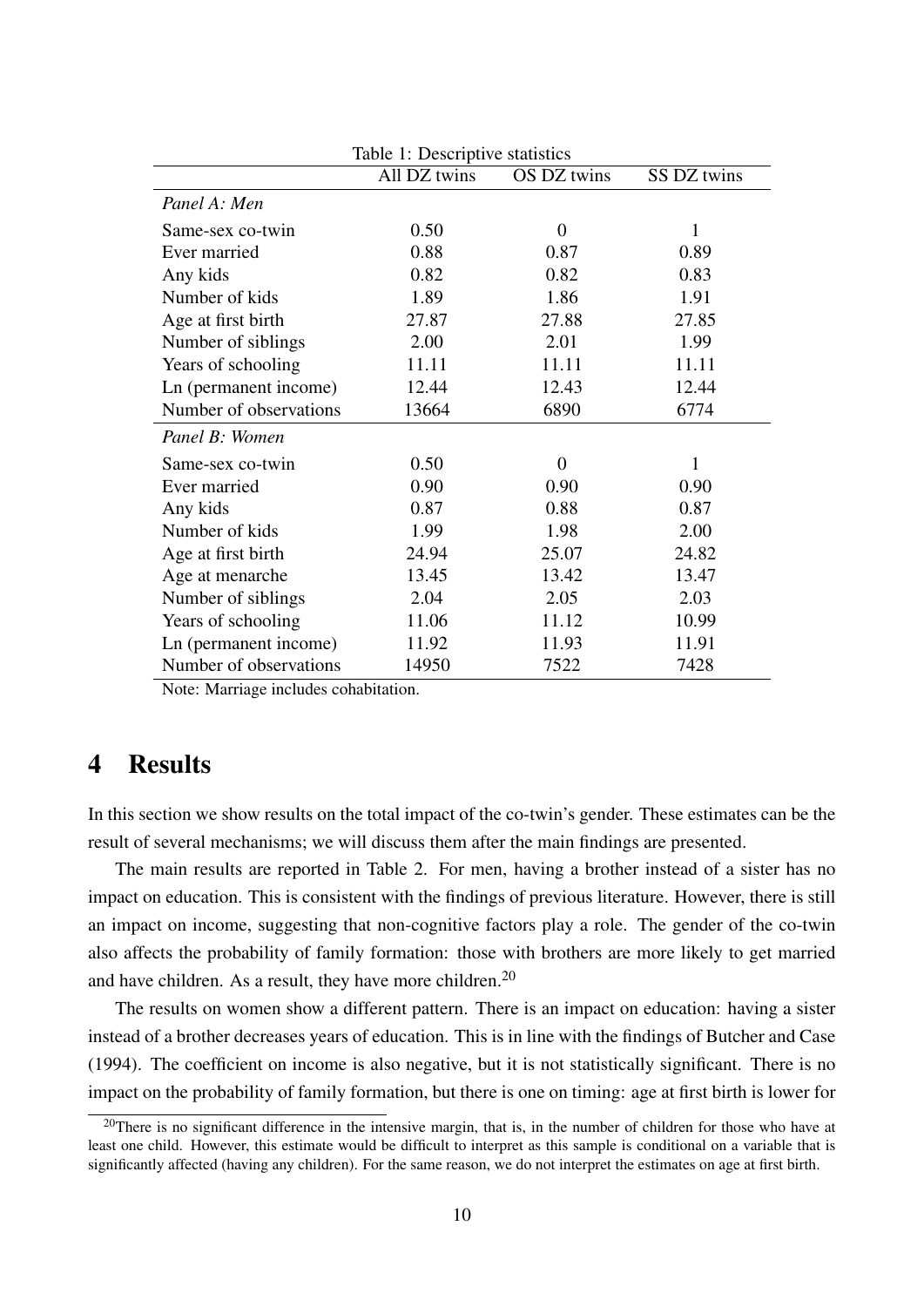Table 1: Descriptive statistics

| | All DZ twins | OS DZ twins | SS DZ twins |
|---|---|---|---|
| *Panel A: Men* | | | |
| Same-sex co-twin | 0.50 | 0 | 1 |
| Ever married | 0.88 | 0.87 | 0.89 |
| Any kids | 0.82 | 0.82 | 0.83 |
| Number of kids | 1.89 | 1.86 | 1.91 |
| Age at first birth | 27.87 | 27.88 | 27.85 |
| Number of siblings | 2.00 | 2.01 | 1.99 |
| Years of schooling | 11.11 | 11.11 | 11.11 |
| Ln (permanent income) | 12.44 | 12.43 | 12.44 |
| Number of observations | 13664 | 6890 | 6774 |
| *Panel B: Women* | | | |
| Same-sex co-twin | 0.50 | 0 | 1 |
| Ever married | 0.90 | 0.90 | 0.90 |
| Any kids | 0.87 | 0.88 | 0.87 |
| Number of kids | 1.99 | 1.98 | 2.00 |
| Age at first birth | 24.94 | 25.07 | 24.82 |
| Age at menarche | 13.45 | 13.42 | 13.47 |
| Number of siblings | 2.04 | 2.05 | 2.03 |
| Years of schooling | 11.06 | 11.12 | 10.99 |
| Ln (permanent income) | 11.92 | 11.93 | 11.91 |
| Number of observations | 14950 | 7522 | 7428 |

Note: Marriage includes cohabitation.

# 4 Results

In this section we show results on the total impact of the co-twin's gender. These estimates can be the result of several mechanisms; we will discuss them after the main findings are presented.

The main results are reported in Table 2. For men, having a brother instead of a sister has no impact on education. This is consistent with the findings of previous literature. However, there is still an impact on income, suggesting that non-cognitive factors play a role. The gender of the co-twin also affects the probability of family formation: those with brothers are more likely to get married and have children. As a result, they have more children.[20]

The results on women show a different pattern. There is an impact on education: having a sister instead of a brother decreases years of education. This is in line with the findings of Butcher and Case (1994). The coefficient on income is also negative, but it is not statistically significant. There is no impact on the probability of family formation, but there is one on timing: age at first birth is lower for

[20] There is no significant difference in the intensive margin, that is, in the number of children for those who have at least one child. However, this estimate would be difficult to interpret as this sample is conditional on a variable that is significantly affected (having any children). For the same reason, we do not interpret the estimates on age at first birth.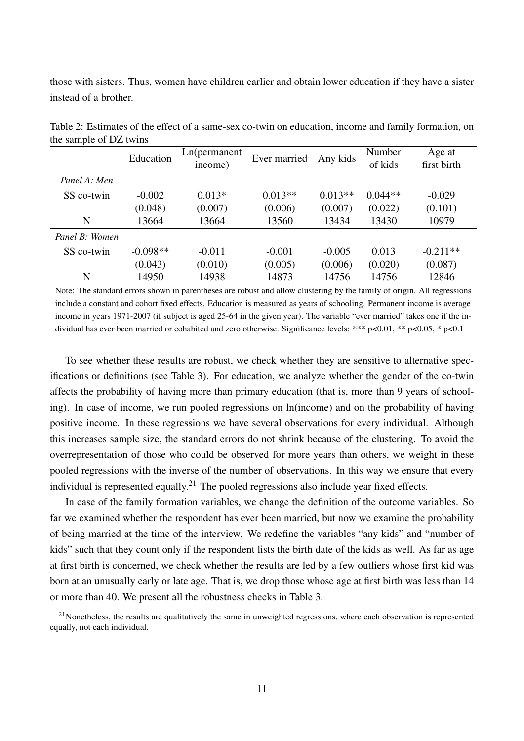those with sisters. Thus, women have children earlier and obtain lower education if they have a sister instead of a brother.

Table 2: Estimates of the effect of a same-sex co-twin on education, income and family formation, on the sample of DZ twins

| | Education | Ln(permanent income) | Ever married | Any kids | Number of kids | Age at first birth |
|---|---|---|---|---|---|---|
| *Panel A: Men* | | | | | | |
| SS co-twin | -0.002 | 0.013* | 0.013** | 0.013** | 0.044** | -0.029 |
| | (0.048) | (0.007) | (0.006) | (0.007) | (0.022) | (0.101) |
| N | 13664 | 13664 | 13560 | 13434 | 13430 | 10979 |
| *Panel B: Women* | | | | | | |
| SS co-twin | -0.098** | -0.011 | -0.001 | -0.005 | 0.013 | -0.211** |
| | (0.043) | (0.010) | (0.005) | (0.006) | (0.020) | (0.087) |
| N | 14950 | 14938 | 14873 | 14756 | 14756 | 12846 |

Note: The standard errors shown in parentheses are robust and allow clustering by the family of origin. All regressions include a constant and cohort fixed effects. Education is measured as years of schooling. Permanent income is average income in years 1971-2007 (if subject is aged 25-64 in the given year). The variable "ever married" takes one if the individual has ever been married or cohabited and zero otherwise. Significance levels: *** p<0.01, ** p<0.05, * p<0.1

To see whether these results are robust, we check whether they are sensitive to alternative specifications or definitions (see Table 3). For education, we analyze whether the gender of the co-twin affects the probability of having more than primary education (that is, more than 9 years of schooling). In case of income, we run pooled regressions on ln(income) and on the probability of having positive income. In these regressions we have several observations for every individual. Although this increases sample size, the standard errors do not shrink because of the clustering. To avoid the overrepresentation of those who could be observed for more years than others, we weight in these pooled regressions with the inverse of the number of observations. In this way we ensure that every individual is represented equally.[21] The pooled regressions also include year fixed effects.

In case of the family formation variables, we change the definition of the outcome variables. So far we examined whether the respondent has ever been married, but now we examine the probability of being married at the time of the interview. We redefine the variables "any kids" and "number of kids" such that they count only if the respondent lists the birth date of the kids as well. As far as age at first birth is concerned, we check whether the results are led by a few outliers whose first kid was born at an unusually early or late age. That is, we drop those whose age at first birth was less than 14 or more than 40. We present all the robustness checks in Table 3.

[21] Nonetheless, the results are qualitatively the same in unweighted regressions, where each observation is represented equally, not each individual.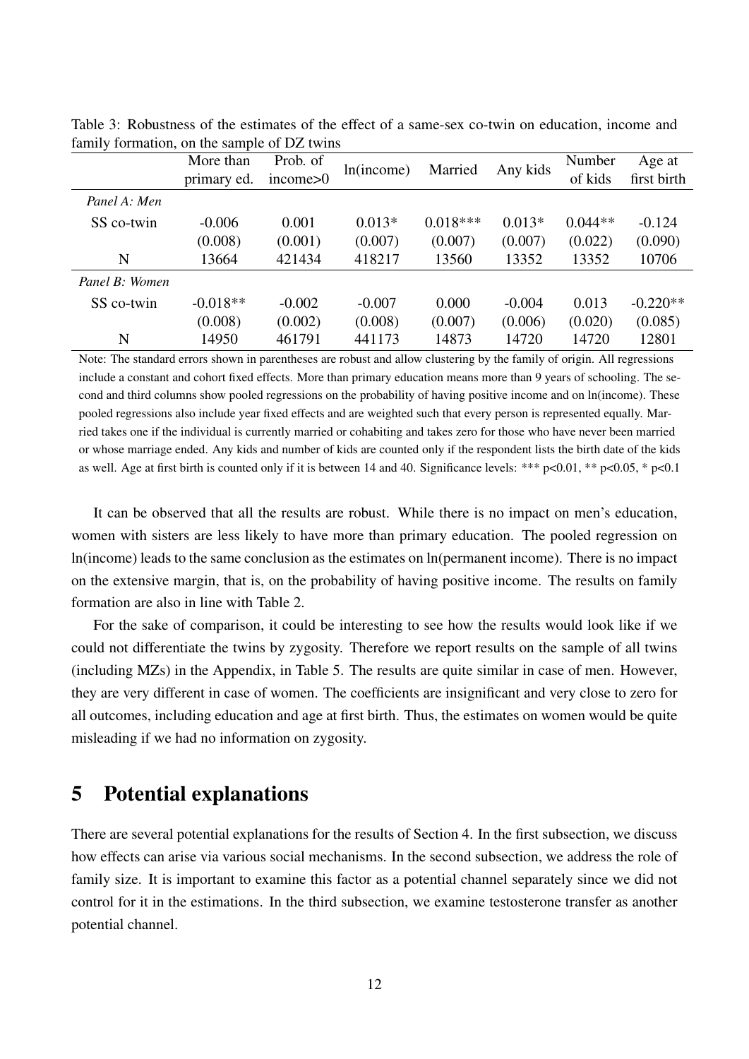Table 3: Robustness of the estimates of the effect of a same-sex co-twin on education, income and family formation, on the sample of DZ twins

| | More than primary ed. | Prob. of income>0 | ln(income) | Married | Any kids | Number of kids | Age at first birth |
|---|---|---|---|---|---|---|---|
| *Panel A: Men* | | | | | | | |
| SS co-twin | -0.006 | 0.001 | 0.013* | 0.018*** | 0.013* | 0.044** | -0.124 |
| | (0.008) | (0.001) | (0.007) | (0.007) | (0.007) | (0.022) | (0.090) |
| N | 13664 | 421434 | 418217 | 13560 | 13352 | 13352 | 10706 |
| *Panel B: Women* | | | | | | | |
| SS co-twin | -0.018** | -0.002 | -0.007 | 0.000 | -0.004 | 0.013 | -0.220** |
| | (0.008) | (0.002) | (0.008) | (0.007) | (0.006) | (0.020) | (0.085) |
| N | 14950 | 461791 | 441173 | 14873 | 14720 | 14720 | 12801 |

Note: The standard errors shown in parentheses are robust and allow clustering by the family of origin. All regressions include a constant and cohort fixed effects. More than primary education means more than 9 years of schooling. The second and third columns show pooled regressions on the probability of having positive income and on ln(income). These pooled regressions also include year fixed effects and are weighted such that every person is represented equally. Married takes one if the individual is currently married or cohabiting and takes zero for those who have never been married or whose marriage ended. Any kids and number of kids are counted only if the respondent lists the birth date of the kids as well. Age at first birth is counted only if it is between 14 and 40. Significance levels: *** p<0.01, ** p<0.05, * p<0.1

It can be observed that all the results are robust. While there is no impact on men's education, women with sisters are less likely to have more than primary education. The pooled regression on ln(income) leads to the same conclusion as the estimates on ln(permanent income). There is no impact on the extensive margin, that is, on the probability of having positive income. The results on family formation are also in line with Table 2.

For the sake of comparison, it could be interesting to see how the results would look like if we could not differentiate the twins by zygosity. Therefore we report results on the sample of all twins (including MZs) in the Appendix, in Table 5. The results are quite similar in case of men. However, they are very different in case of women. The coefficients are insignificant and very close to zero for all outcomes, including education and age at first birth. Thus, the estimates on women would be quite misleading if we had no information on zygosity.

# 5 Potential explanations

There are several potential explanations for the results of Section 4. In the first subsection, we discuss how effects can arise via various social mechanisms. In the second subsection, we address the role of family size. It is important to examine this factor as a potential channel separately since we did not control for it in the estimations. In the third subsection, we examine testosterone transfer as another potential channel.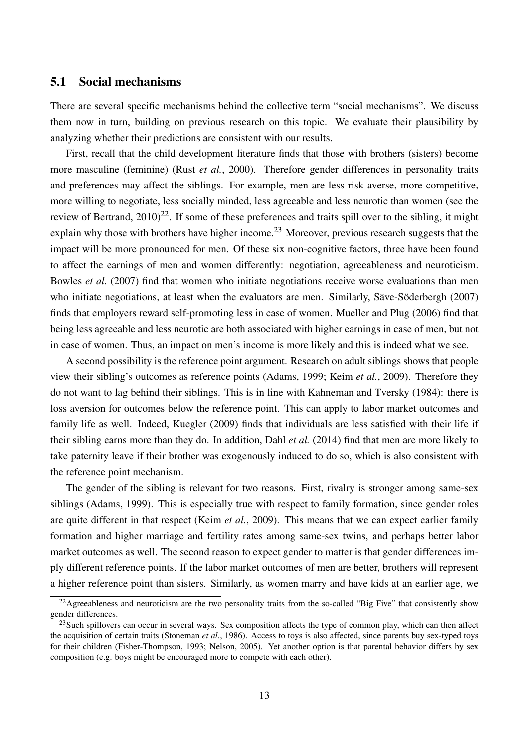### 5.1 Social mechanisms

There are several specific mechanisms behind the collective term "social mechanisms". We discuss them now in turn, building on previous research on this topic. We evaluate their plausibility by analyzing whether their predictions are consistent with our results.

First, recall that the child development literature finds that those with brothers (sisters) become more masculine (feminine) (Rust *et al.*, 2000). Therefore gender differences in personality traits and preferences may affect the siblings. For example, men are less risk averse, more competitive, more willing to negotiate, less socially minded, less agreeable and less neurotic than women (see the review of Bertrand, 2010)[22]. If some of these preferences and traits spill over to the sibling, it might explain why those with brothers have higher income.[23] Moreover, previous research suggests that the impact will be more pronounced for men. Of these six non-cognitive factors, three have been found to affect the earnings of men and women differently: negotiation, agreeableness and neuroticism. Bowles *et al.* (2007) find that women who initiate negotiations receive worse evaluations than men who initiate negotiations, at least when the evaluators are men. Similarly, Säve-Söderbergh (2007) finds that employers reward self-promoting less in case of women. Mueller and Plug (2006) find that being less agreeable and less neurotic are both associated with higher earnings in case of men, but not in case of women. Thus, an impact on men's income is more likely and this is indeed what we see.

A second possibility is the reference point argument. Research on adult siblings shows that people view their sibling's outcomes as reference points (Adams, 1999; Keim *et al.*, 2009). Therefore they do not want to lag behind their siblings. This is in line with Kahneman and Tversky (1984): there is loss aversion for outcomes below the reference point. This can apply to labor market outcomes and family life as well. Indeed, Kuegler (2009) finds that individuals are less satisfied with their life if their sibling earns more than they do. In addition, Dahl *et al.* (2014) find that men are more likely to take paternity leave if their brother was exogenously induced to do so, which is also consistent with the reference point mechanism.

The gender of the sibling is relevant for two reasons. First, rivalry is stronger among same-sex siblings (Adams, 1999). This is especially true with respect to family formation, since gender roles are quite different in that respect (Keim *et al.*, 2009). This means that we can expect earlier family formation and higher marriage and fertility rates among same-sex twins, and perhaps better labor market outcomes as well. The second reason to expect gender to matter is that gender differences imply different reference points. If the labor market outcomes of men are better, brothers will represent a higher reference point than sisters. Similarly, as women marry and have kids at an earlier age, we

[22] Agreeableness and neuroticism are the two personality traits from the so-called "Big Five" that consistently show gender differences.

[23] Such spillovers can occur in several ways. Sex composition affects the type of common play, which can then affect the acquisition of certain traits (Stoneman *et al.*, 1986). Access to toys is also affected, since parents buy sex-typed toys for their children (Fisher-Thompson, 1993; Nelson, 2005). Yet another option is that parental behavior differs by sex composition (e.g. boys might be encouraged more to compete with each other).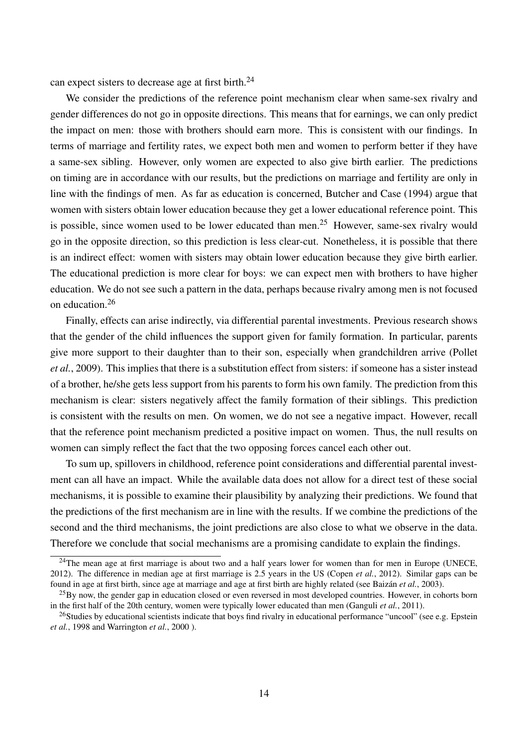can expect sisters to decrease age at first birth.[24]

We consider the predictions of the reference point mechanism clear when same-sex rivalry and gender differences do not go in opposite directions. This means that for earnings, we can only predict the impact on men: those with brothers should earn more. This is consistent with our findings. In terms of marriage and fertility rates, we expect both men and women to perform better if they have a same-sex sibling. However, only women are expected to also give birth earlier. The predictions on timing are in accordance with our results, but the predictions on marriage and fertility are only in line with the findings of men. As far as education is concerned, Butcher and Case (1994) argue that women with sisters obtain lower education because they get a lower educational reference point. This is possible, since women used to be lower educated than men.[25] However, same-sex rivalry would go in the opposite direction, so this prediction is less clear-cut. Nonetheless, it is possible that there is an indirect effect: women with sisters may obtain lower education because they give birth earlier. The educational prediction is more clear for boys: we can expect men with brothers to have higher education. We do not see such a pattern in the data, perhaps because rivalry among men is not focused on education.[26]

Finally, effects can arise indirectly, via differential parental investments. Previous research shows that the gender of the child influences the support given for family formation. In particular, parents give more support to their daughter than to their son, especially when grandchildren arrive (Pollet *et al.*, 2009). This implies that there is a substitution effect from sisters: if someone has a sister instead of a brother, he/she gets less support from his parents to form his own family. The prediction from this mechanism is clear: sisters negatively affect the family formation of their siblings. This prediction is consistent with the results on men. On women, we do not see a negative impact. However, recall that the reference point mechanism predicted a positive impact on women. Thus, the null results on women can simply reflect the fact that the two opposing forces cancel each other out.

To sum up, spillovers in childhood, reference point considerations and differential parental investment can all have an impact. While the available data does not allow for a direct test of these social mechanisms, it is possible to examine their plausibility by analyzing their predictions. We found that the predictions of the first mechanism are in line with the results. If we combine the predictions of the second and the third mechanisms, the joint predictions are also close to what we observe in the data. Therefore we conclude that social mechanisms are a promising candidate to explain the findings.

[24] The mean age at first marriage is about two and a half years lower for women than for men in Europe (UNECE, 2012). The difference in median age at first marriage is 2.5 years in the US (Copen *et al.*, 2012). Similar gaps can be found in age at first birth, since age at marriage and age at first birth are highly related (see Baizán *et al.*, 2003).

[25] By now, the gender gap in education closed or even reversed in most developed countries. However, in cohorts born in the first half of the 20th century, women were typically lower educated than men (Ganguli *et al.*, 2011).

[26] Studies by educational scientists indicate that boys find rivalry in educational performance "uncool" (see e.g. Epstein *et al.*, 1998 and Warrington *et al.*, 2000 ).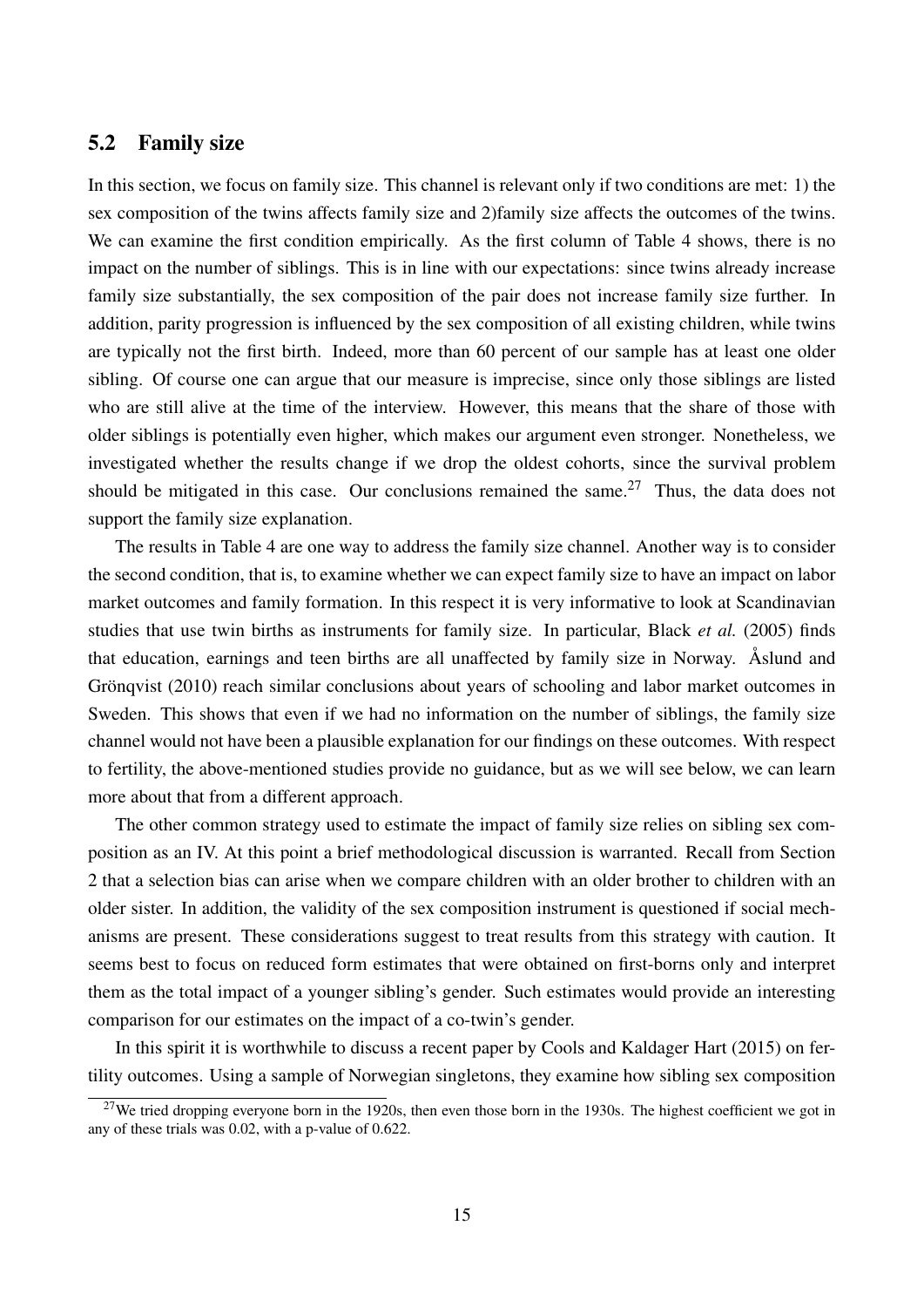## 5.2 Family size

In this section, we focus on family size. This channel is relevant only if two conditions are met: 1) the sex composition of the twins affects family size and 2)family size affects the outcomes of the twins. We can examine the first condition empirically. As the first column of Table 4 shows, there is no impact on the number of siblings. This is in line with our expectations: since twins already increase family size substantially, the sex composition of the pair does not increase family size further. In addition, parity progression is influenced by the sex composition of all existing children, while twins are typically not the first birth. Indeed, more than 60 percent of our sample has at least one older sibling. Of course one can argue that our measure is imprecise, since only those siblings are listed who are still alive at the time of the interview. However, this means that the share of those with older siblings is potentially even higher, which makes our argument even stronger. Nonetheless, we investigated whether the results change if we drop the oldest cohorts, since the survival problem should be mitigated in this case. Our conclusions remained the same.[27] Thus, the data does not support the family size explanation.

The results in Table 4 are one way to address the family size channel. Another way is to consider the second condition, that is, to examine whether we can expect family size to have an impact on labor market outcomes and family formation. In this respect it is very informative to look at Scandinavian studies that use twin births as instruments for family size. In particular, Black *et al.* (2005) finds that education, earnings and teen births are all unaffected by family size in Norway. Åslund and Grönqvist (2010) reach similar conclusions about years of schooling and labor market outcomes in Sweden. This shows that even if we had no information on the number of siblings, the family size channel would not have been a plausible explanation for our findings on these outcomes. With respect to fertility, the above-mentioned studies provide no guidance, but as we will see below, we can learn more about that from a different approach.

The other common strategy used to estimate the impact of family size relies on sibling sex composition as an IV. At this point a brief methodological discussion is warranted. Recall from Section 2 that a selection bias can arise when we compare children with an older brother to children with an older sister. In addition, the validity of the sex composition instrument is questioned if social mechanisms are present. These considerations suggest to treat results from this strategy with caution. It seems best to focus on reduced form estimates that were obtained on first-borns only and interpret them as the total impact of a younger sibling's gender. Such estimates would provide an interesting comparison for our estimates on the impact of a co-twin's gender.

In this spirit it is worthwhile to discuss a recent paper by Cools and Kaldager Hart (2015) on fertility outcomes. Using a sample of Norwegian singletons, they examine how sibling sex composition

[27] We tried dropping everyone born in the 1920s, then even those born in the 1930s. The highest coefficient we got in any of these trials was 0.02, with a p-value of 0.622.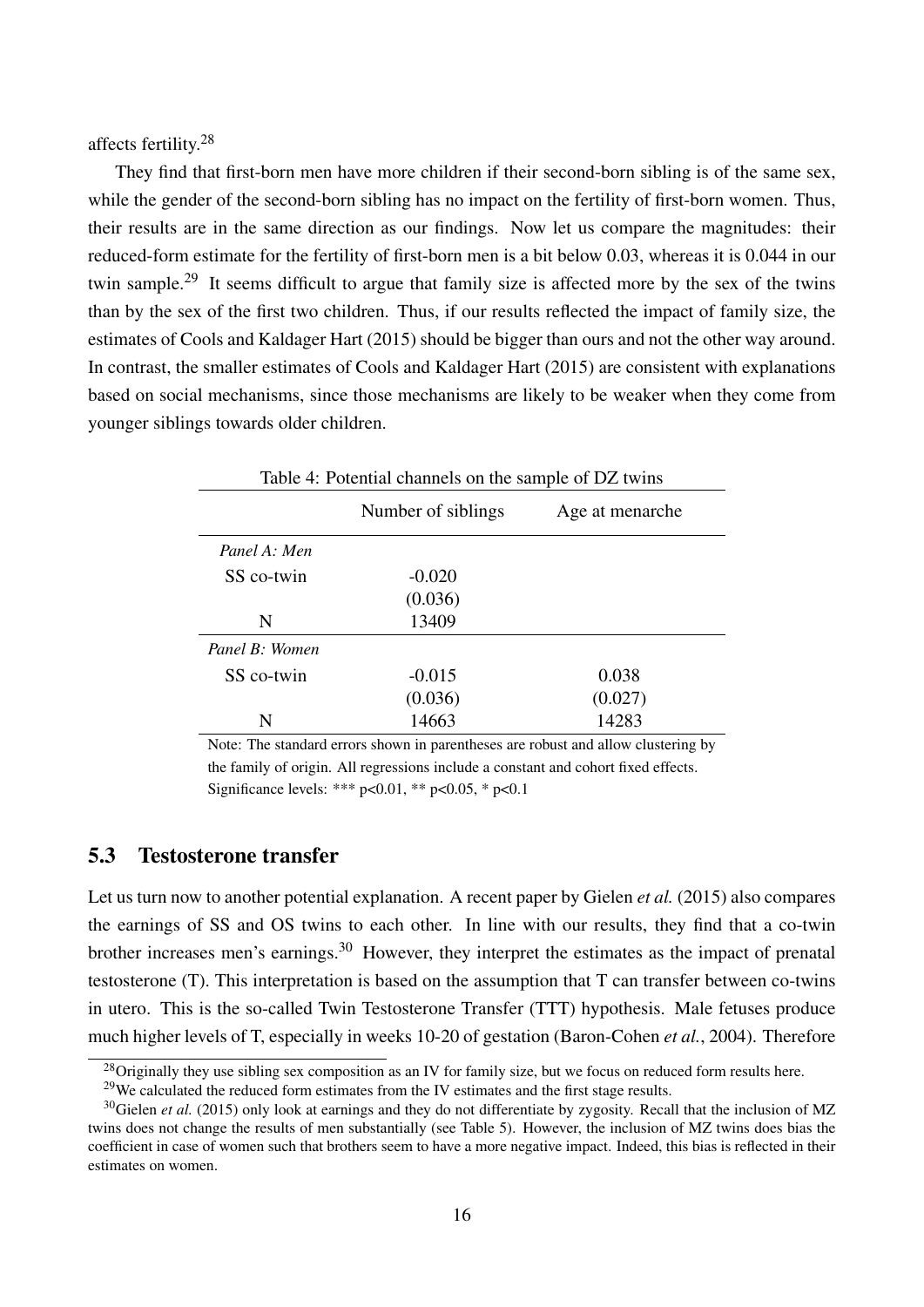affects fertility.[28]

They find that first-born men have more children if their second-born sibling is of the same sex, while the gender of the second-born sibling has no impact on the fertility of first-born women. Thus, their results are in the same direction as our findings. Now let us compare the magnitudes: their reduced-form estimate for the fertility of first-born men is a bit below 0.03, whereas it is 0.044 in our twin sample.[29] It seems difficult to argue that family size is affected more by the sex of the twins than by the sex of the first two children. Thus, if our results reflected the impact of family size, the estimates of Cools and Kaldager Hart (2015) should be bigger than ours and not the other way around. In contrast, the smaller estimates of Cools and Kaldager Hart (2015) are consistent with explanations based on social mechanisms, since those mechanisms are likely to be weaker when they come from younger siblings towards older children.

Table 4: Potential channels on the sample of DZ twins

| | Number of siblings | Age at menarche |
|---|---|---|
| *Panel A: Men* | | |
| SS co-twin | -0.020 | |
| | (0.036) | |
| N | 13409 | |
| *Panel B: Women* | | |
| SS co-twin | -0.015 | 0.038 |
| | (0.036) | (0.027) |
| N | 14663 | 14283 |

Note: The standard errors shown in parentheses are robust and allow clustering by the family of origin. All regressions include a constant and cohort fixed effects. Significance levels: *** p<0.01, ** p<0.05, * p<0.1

## 5.3 Testosterone transfer

Let us turn now to another potential explanation. A recent paper by Gielen *et al.* (2015) also compares the earnings of SS and OS twins to each other. In line with our results, they find that a co-twin brother increases men's earnings.[30] However, they interpret the estimates as the impact of prenatal testosterone (T). This interpretation is based on the assumption that T can transfer between co-twins in utero. This is the so-called Twin Testosterone Transfer (TTT) hypothesis. Male fetuses produce much higher levels of T, especially in weeks 10-20 of gestation (Baron-Cohen *et al.*, 2004). Therefore

[28] Originally they use sibling sex composition as an IV for family size, but we focus on reduced form results here.

[29] We calculated the reduced form estimates from the IV estimates and the first stage results.

[30] Gielen *et al.* (2015) only look at earnings and they do not differentiate by zygosity. Recall that the inclusion of MZ twins does not change the results of men substantially (see Table 5). However, the inclusion of MZ twins does bias the coefficient in case of women such that brothers seem to have a more negative impact. Indeed, this bias is reflected in their estimates on women.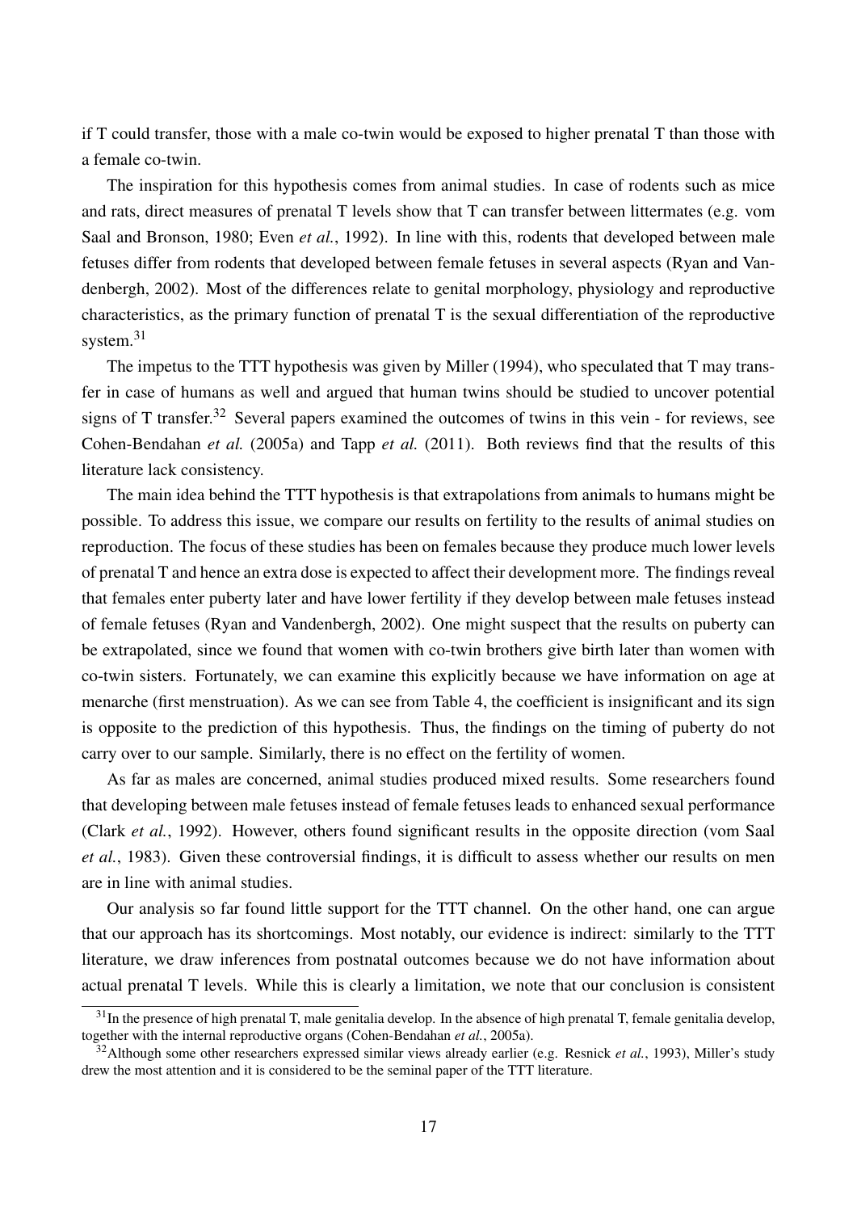if T could transfer, those with a male co-twin would be exposed to higher prenatal T than those with a female co-twin.

The inspiration for this hypothesis comes from animal studies. In case of rodents such as mice and rats, direct measures of prenatal T levels show that T can transfer between littermates (e.g. vom Saal and Bronson, 1980; Even *et al.*, 1992). In line with this, rodents that developed between male fetuses differ from rodents that developed between female fetuses in several aspects (Ryan and Vandenbergh, 2002). Most of the differences relate to genital morphology, physiology and reproductive characteristics, as the primary function of prenatal T is the sexual differentiation of the reproductive system.[31]

The impetus to the TTT hypothesis was given by Miller (1994), who speculated that T may transfer in case of humans as well and argued that human twins should be studied to uncover potential signs of T transfer.[32] Several papers examined the outcomes of twins in this vein - for reviews, see Cohen-Bendahan *et al.* (2005a) and Tapp *et al.* (2011). Both reviews find that the results of this literature lack consistency.

The main idea behind the TTT hypothesis is that extrapolations from animals to humans might be possible. To address this issue, we compare our results on fertility to the results of animal studies on reproduction. The focus of these studies has been on females because they produce much lower levels of prenatal T and hence an extra dose is expected to affect their development more. The findings reveal that females enter puberty later and have lower fertility if they develop between male fetuses instead of female fetuses (Ryan and Vandenbergh, 2002). One might suspect that the results on puberty can be extrapolated, since we found that women with co-twin brothers give birth later than women with co-twin sisters. Fortunately, we can examine this explicitly because we have information on age at menarche (first menstruation). As we can see from Table 4, the coefficient is insignificant and its sign is opposite to the prediction of this hypothesis. Thus, the findings on the timing of puberty do not carry over to our sample. Similarly, there is no effect on the fertility of women.

As far as males are concerned, animal studies produced mixed results. Some researchers found that developing between male fetuses instead of female fetuses leads to enhanced sexual performance (Clark *et al.*, 1992). However, others found significant results in the opposite direction (vom Saal *et al.*, 1983). Given these controversial findings, it is difficult to assess whether our results on men are in line with animal studies.

Our analysis so far found little support for the TTT channel. On the other hand, one can argue that our approach has its shortcomings. Most notably, our evidence is indirect: similarly to the TTT literature, we draw inferences from postnatal outcomes because we do not have information about actual prenatal T levels. While this is clearly a limitation, we note that our conclusion is consistent

[31] In the presence of high prenatal T, male genitalia develop. In the absence of high prenatal T, female genitalia develop, together with the internal reproductive organs (Cohen-Bendahan *et al.*, 2005a).

[32] Although some other researchers expressed similar views already earlier (e.g. Resnick *et al.*, 1993), Miller's study drew the most attention and it is considered to be the seminal paper of the TTT literature.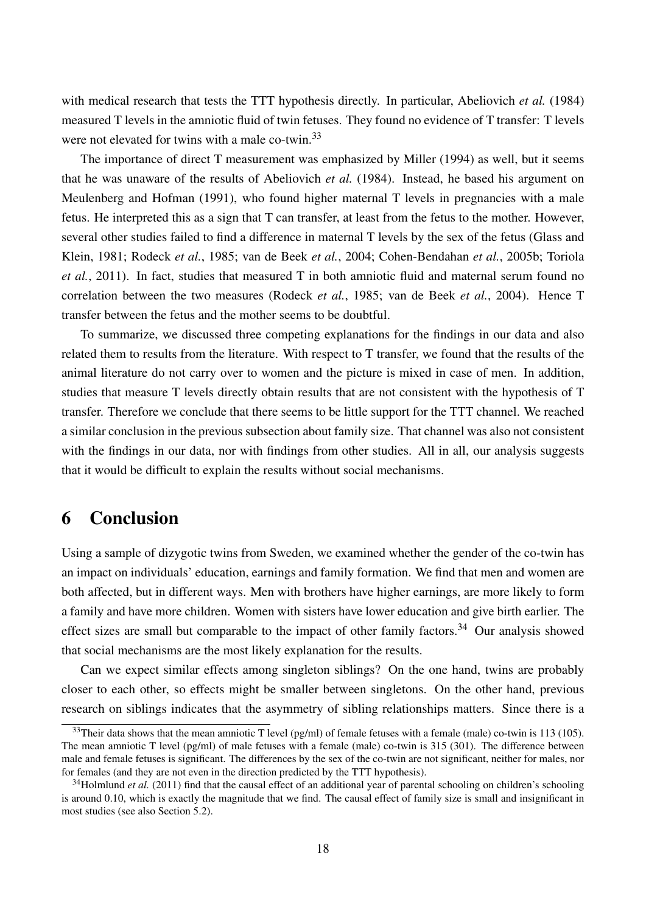with medical research that tests the TTT hypothesis directly. In particular, Abeliovich *et al.* (1984) measured T levels in the amniotic fluid of twin fetuses. They found no evidence of T transfer: T levels were not elevated for twins with a male co-twin.[33]

The importance of direct T measurement was emphasized by Miller (1994) as well, but it seems that he was unaware of the results of Abeliovich *et al.* (1984). Instead, he based his argument on Meulenberg and Hofman (1991), who found higher maternal T levels in pregnancies with a male fetus. He interpreted this as a sign that T can transfer, at least from the fetus to the mother. However, several other studies failed to find a difference in maternal T levels by the sex of the fetus (Glass and Klein, 1981; Rodeck *et al.*, 1985; van de Beek *et al.*, 2004; Cohen-Bendahan *et al.*, 2005b; Toriola *et al.*, 2011). In fact, studies that measured T in both amniotic fluid and maternal serum found no correlation between the two measures (Rodeck *et al.*, 1985; van de Beek *et al.*, 2004). Hence T transfer between the fetus and the mother seems to be doubtful.

To summarize, we discussed three competing explanations for the findings in our data and also related them to results from the literature. With respect to T transfer, we found that the results of the animal literature do not carry over to women and the picture is mixed in case of men. In addition, studies that measure T levels directly obtain results that are not consistent with the hypothesis of T transfer. Therefore we conclude that there seems to be little support for the TTT channel. We reached a similar conclusion in the previous subsection about family size. That channel was also not consistent with the findings in our data, nor with findings from other studies. All in all, our analysis suggests that it would be difficult to explain the results without social mechanisms.

# 6 Conclusion

Using a sample of dizygotic twins from Sweden, we examined whether the gender of the co-twin has an impact on individuals' education, earnings and family formation. We find that men and women are both affected, but in different ways. Men with brothers have higher earnings, are more likely to form a family and have more children. Women with sisters have lower education and give birth earlier. The effect sizes are small but comparable to the impact of other family factors.[34] Our analysis showed that social mechanisms are the most likely explanation for the results.

Can we expect similar effects among singleton siblings? On the one hand, twins are probably closer to each other, so effects might be smaller between singletons. On the other hand, previous research on siblings indicates that the asymmetry of sibling relationships matters. Since there is a

[33] Their data shows that the mean amniotic T level (pg/ml) of female fetuses with a female (male) co-twin is 113 (105). The mean amniotic T level (pg/ml) of male fetuses with a female (male) co-twin is 315 (301). The difference between male and female fetuses is significant. The differences by the sex of the co-twin are not significant, neither for males, nor for females (and they are not even in the direction predicted by the TTT hypothesis).

[34] Holmlund *et al.* (2011) find that the causal effect of an additional year of parental schooling on children's schooling is around 0.10, which is exactly the magnitude that we find. The causal effect of family size is small and insignificant in most studies (see also Section 5.2).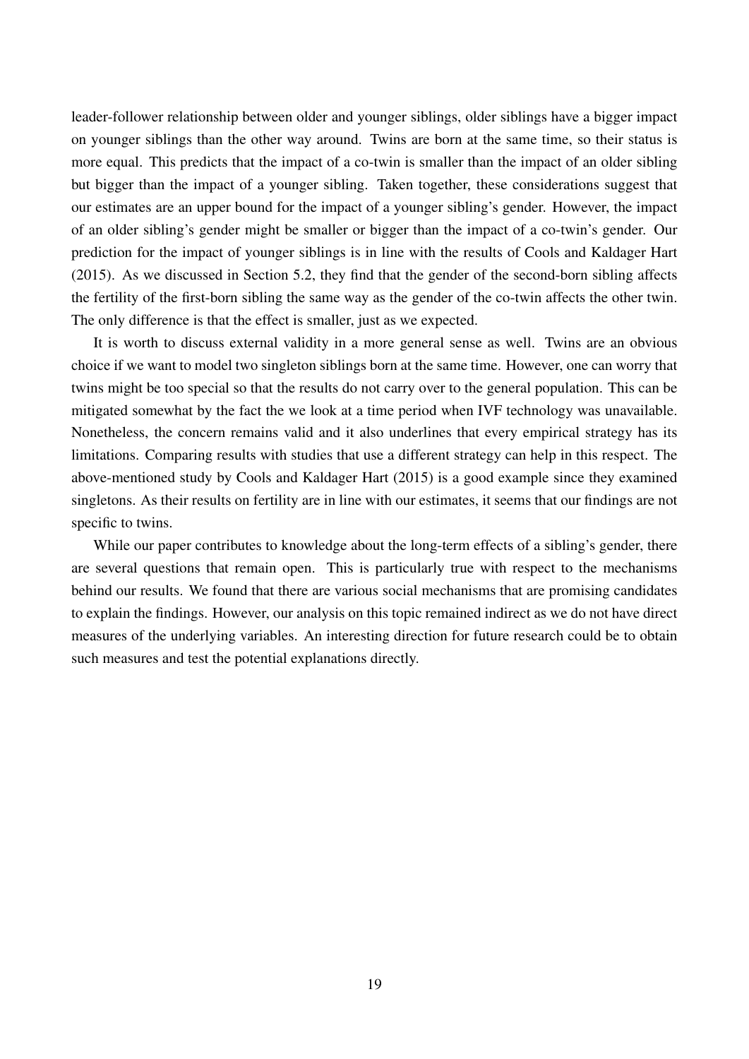leader-follower relationship between older and younger siblings, older siblings have a bigger impact on younger siblings than the other way around. Twins are born at the same time, so their status is more equal. This predicts that the impact of a co-twin is smaller than the impact of an older sibling but bigger than the impact of a younger sibling. Taken together, these considerations suggest that our estimates are an upper bound for the impact of a younger sibling's gender. However, the impact of an older sibling's gender might be smaller or bigger than the impact of a co-twin's gender. Our prediction for the impact of younger siblings is in line with the results of Cools and Kaldager Hart (2015). As we discussed in Section 5.2, they find that the gender of the second-born sibling affects the fertility of the first-born sibling the same way as the gender of the co-twin affects the other twin. The only difference is that the effect is smaller, just as we expected.

It is worth to discuss external validity in a more general sense as well. Twins are an obvious choice if we want to model two singleton siblings born at the same time. However, one can worry that twins might be too special so that the results do not carry over to the general population. This can be mitigated somewhat by the fact the we look at a time period when IVF technology was unavailable. Nonetheless, the concern remains valid and it also underlines that every empirical strategy has its limitations. Comparing results with studies that use a different strategy can help in this respect. The above-mentioned study by Cools and Kaldager Hart (2015) is a good example since they examined singletons. As their results on fertility are in line with our estimates, it seems that our findings are not specific to twins.

While our paper contributes to knowledge about the long-term effects of a sibling's gender, there are several questions that remain open. This is particularly true with respect to the mechanisms behind our results. We found that there are various social mechanisms that are promising candidates to explain the findings. However, our analysis on this topic remained indirect as we do not have direct measures of the underlying variables. An interesting direction for future research could be to obtain such measures and test the potential explanations directly.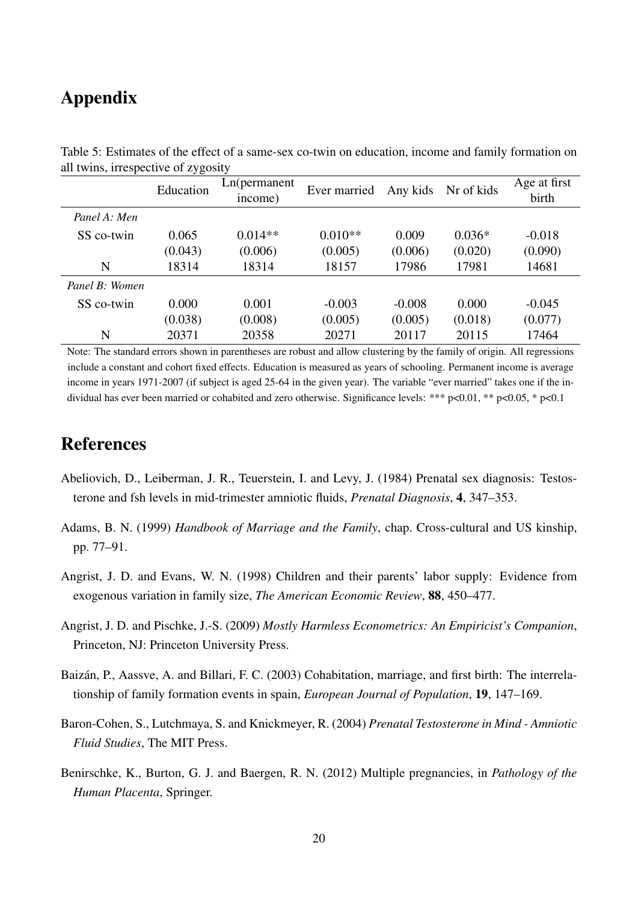# Appendix

Table 5: Estimates of the effect of a same-sex co-twin on education, income and family formation on all twins, irrespective of zygosity

| | Education | Ln(permanent income) | Ever married | Any kids | Nr of kids | Age at first birth |
|---|---|---|---|---|---|---|
| *Panel A: Men* | | | | | | |
| SS co-twin | 0.065 | 0.014** | 0.010** | 0.009 | 0.036* | -0.018 |
| | (0.043) | (0.006) | (0.005) | (0.006) | (0.020) | (0.090) |
| N | 18314 | 18314 | 18157 | 17986 | 17981 | 14681 |
| *Panel B: Women* | | | | | | |
| SS co-twin | 0.000 | 0.001 | -0.003 | -0.008 | 0.000 | -0.045 |
| | (0.038) | (0.008) | (0.005) | (0.005) | (0.018) | (0.077) |
| N | 20371 | 20358 | 20271 | 20117 | 20115 | 17464 |

Note: The standard errors shown in parentheses are robust and allow clustering by the family of origin. All regressions include a constant and cohort fixed effects. Education is measured as years of schooling. Permanent income is average income in years 1971-2007 (if subject is aged 25-64 in the given year). The variable "ever married" takes one if the individual has ever been married or cohabited and zero otherwise. Significance levels: *** p<0.01, ** p<0.05, * p<0.1

# References

Abeliovich, D., Leiberman, J. R., Teuerstein, I. and Levy, J. (1984) Prenatal sex diagnosis: Testosterone and fsh levels in mid-trimester amniotic fluids, *Prenatal Diagnosis*, **4**, 347–353.

Adams, B. N. (1999) *Handbook of Marriage and the Family*, chap. Cross-cultural and US kinship, pp. 77–91.

Angrist, J. D. and Evans, W. N. (1998) Children and their parents' labor supply: Evidence from exogenous variation in family size, *The American Economic Review*, **88**, 450–477.

Angrist, J. D. and Pischke, J.-S. (2009) *Mostly Harmless Econometrics: An Empiricist's Companion*, Princeton, NJ: Princeton University Press.

Baizán, P., Aassve, A. and Billari, F. C. (2003) Cohabitation, marriage, and first birth: The interrelationship of family formation events in spain, *European Journal of Population*, **19**, 147–169.

Baron-Cohen, S., Lutchmaya, S. and Knickmeyer, R. (2004) *Prenatal Testosterone in Mind - Amniotic Fluid Studies*, The MIT Press.

Benirschke, K., Burton, G. J. and Baergen, R. N. (2012) Multiple pregnancies, in *Pathology of the Human Placenta*, Springer.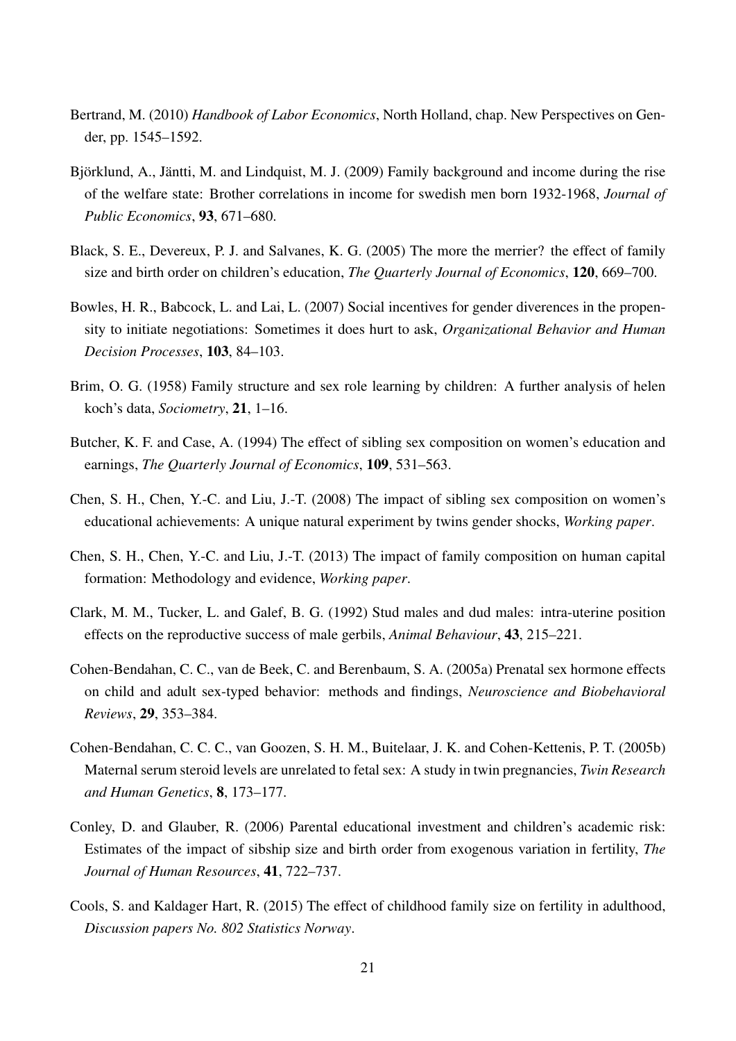Bertrand, M. (2010) *Handbook of Labor Economics*, North Holland, chap. New Perspectives on Gender, pp. 1545–1592.

Björklund, A., Jäntti, M. and Lindquist, M. J. (2009) Family background and income during the rise of the welfare state: Brother correlations in income for swedish men born 1932-1968, *Journal of Public Economics*, **93**, 671–680.

Black, S. E., Devereux, P. J. and Salvanes, K. G. (2005) The more the merrier? the effect of family size and birth order on children's education, *The Quarterly Journal of Economics*, **120**, 669–700.

Bowles, H. R., Babcock, L. and Lai, L. (2007) Social incentives for gender diverences in the propensity to initiate negotiations: Sometimes it does hurt to ask, *Organizational Behavior and Human Decision Processes*, **103**, 84–103.

Brim, O. G. (1958) Family structure and sex role learning by children: A further analysis of helen koch's data, *Sociometry*, **21**, 1–16.

Butcher, K. F. and Case, A. (1994) The effect of sibling sex composition on women's education and earnings, *The Quarterly Journal of Economics*, **109**, 531–563.

Chen, S. H., Chen, Y.-C. and Liu, J.-T. (2008) The impact of sibling sex composition on women's educational achievements: A unique natural experiment by twins gender shocks, *Working paper*.

Chen, S. H., Chen, Y.-C. and Liu, J.-T. (2013) The impact of family composition on human capital formation: Methodology and evidence, *Working paper*.

Clark, M. M., Tucker, L. and Galef, B. G. (1992) Stud males and dud males: intra-uterine position effects on the reproductive success of male gerbils, *Animal Behaviour*, **43**, 215–221.

Cohen-Bendahan, C. C., van de Beek, C. and Berenbaum, S. A. (2005a) Prenatal sex hormone effects on child and adult sex-typed behavior: methods and findings, *Neuroscience and Biobehavioral Reviews*, **29**, 353–384.

Cohen-Bendahan, C. C. C., van Goozen, S. H. M., Buitelaar, J. K. and Cohen-Kettenis, P. T. (2005b) Maternal serum steroid levels are unrelated to fetal sex: A study in twin pregnancies, *Twin Research and Human Genetics*, **8**, 173–177.

Conley, D. and Glauber, R. (2006) Parental educational investment and children's academic risk: Estimates of the impact of sibship size and birth order from exogenous variation in fertility, *The Journal of Human Resources*, **41**, 722–737.

Cools, S. and Kaldager Hart, R. (2015) The effect of childhood family size on fertility in adulthood, *Discussion papers No. 802 Statistics Norway*.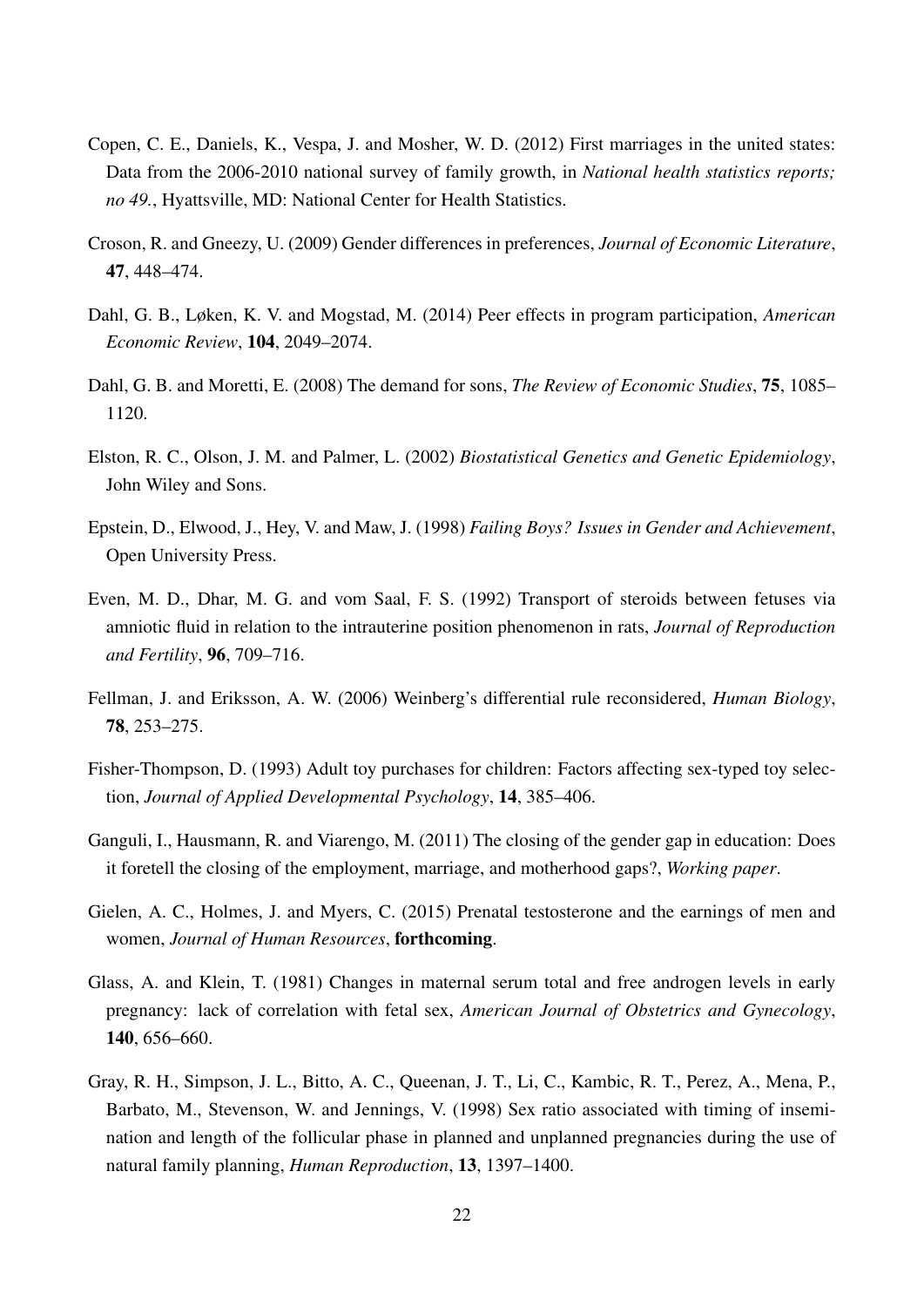Copen, C. E., Daniels, K., Vespa, J. and Mosher, W. D. (2012) First marriages in the united states: Data from the 2006-2010 national survey of family growth, in *National health statistics reports; no 49.*, Hyattsville, MD: National Center for Health Statistics.

Croson, R. and Gneezy, U. (2009) Gender differences in preferences, *Journal of Economic Literature*, **47**, 448–474.

Dahl, G. B., Løken, K. V. and Mogstad, M. (2014) Peer effects in program participation, *American Economic Review*, **104**, 2049–2074.

Dahl, G. B. and Moretti, E. (2008) The demand for sons, *The Review of Economic Studies*, **75**, 1085–1120.

Elston, R. C., Olson, J. M. and Palmer, L. (2002) *Biostatistical Genetics and Genetic Epidemiology*, John Wiley and Sons.

Epstein, D., Elwood, J., Hey, V. and Maw, J. (1998) *Failing Boys? Issues in Gender and Achievement*, Open University Press.

Even, M. D., Dhar, M. G. and vom Saal, F. S. (1992) Transport of steroids between fetuses via amniotic fluid in relation to the intrauterine position phenomenon in rats, *Journal of Reproduction and Fertility*, **96**, 709–716.

Fellman, J. and Eriksson, A. W. (2006) Weinberg's differential rule reconsidered, *Human Biology*, **78**, 253–275.

Fisher-Thompson, D. (1993) Adult toy purchases for children: Factors affecting sex-typed toy selection, *Journal of Applied Developmental Psychology*, **14**, 385–406.

Ganguli, I., Hausmann, R. and Viarengo, M. (2011) The closing of the gender gap in education: Does it foretell the closing of the employment, marriage, and motherhood gaps?, *Working paper*.

Gielen, A. C., Holmes, J. and Myers, C. (2015) Prenatal testosterone and the earnings of men and women, *Journal of Human Resources*, **forthcoming**.

Glass, A. and Klein, T. (1981) Changes in maternal serum total and free androgen levels in early pregnancy: lack of correlation with fetal sex, *American Journal of Obstetrics and Gynecology*, **140**, 656–660.

Gray, R. H., Simpson, J. L., Bitto, A. C., Queenan, J. T., Li, C., Kambic, R. T., Perez, A., Mena, P., Barbato, M., Stevenson, W. and Jennings, V. (1998) Sex ratio associated with timing of insemination and length of the follicular phase in planned and unplanned pregnancies during the use of natural family planning, *Human Reproduction*, **13**, 1397–1400.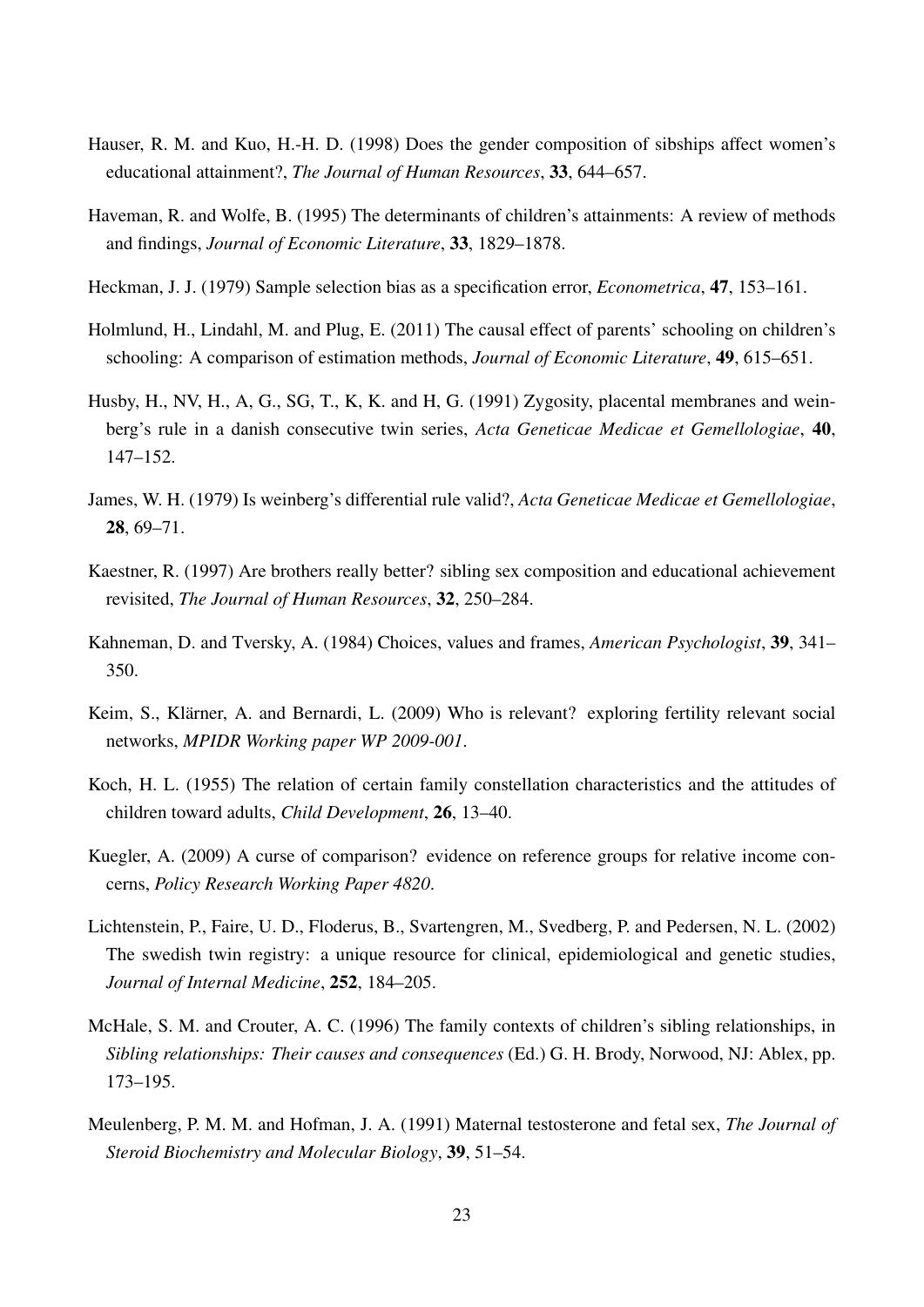Hauser, R. M. and Kuo, H.-H. D. (1998) Does the gender composition of sibships affect women's educational attainment?, *The Journal of Human Resources*, **33**, 644–657.

Haveman, R. and Wolfe, B. (1995) The determinants of children's attainments: A review of methods and findings, *Journal of Economic Literature*, **33**, 1829–1878.

Heckman, J. J. (1979) Sample selection bias as a specification error, *Econometrica*, **47**, 153–161.

Holmlund, H., Lindahl, M. and Plug, E. (2011) The causal effect of parents' schooling on children's schooling: A comparison of estimation methods, *Journal of Economic Literature*, **49**, 615–651.

Husby, H., NV, H., A, G., SG, T., K, K. and H, G. (1991) Zygosity, placental membranes and weinberg's rule in a danish consecutive twin series, *Acta Geneticae Medicae et Gemellologiae*, **40**, 147–152.

James, W. H. (1979) Is weinberg's differential rule valid?, *Acta Geneticae Medicae et Gemellologiae*, **28**, 69–71.

Kaestner, R. (1997) Are brothers really better? sibling sex composition and educational achievement revisited, *The Journal of Human Resources*, **32**, 250–284.

Kahneman, D. and Tversky, A. (1984) Choices, values and frames, *American Psychologist*, **39**, 341–350.

Keim, S., Klärner, A. and Bernardi, L. (2009) Who is relevant? exploring fertility relevant social networks, *MPIDR Working paper WP 2009-001*.

Koch, H. L. (1955) The relation of certain family constellation characteristics and the attitudes of children toward adults, *Child Development*, **26**, 13–40.

Kuegler, A. (2009) A curse of comparison? evidence on reference groups for relative income concerns, *Policy Research Working Paper 4820*.

Lichtenstein, P., Faire, U. D., Floderus, B., Svartengren, M., Svedberg, P. and Pedersen, N. L. (2002) The swedish twin registry: a unique resource for clinical, epidemiological and genetic studies, *Journal of Internal Medicine*, **252**, 184–205.

McHale, S. M. and Crouter, A. C. (1996) The family contexts of children's sibling relationships, in *Sibling relationships: Their causes and consequences* (Ed.) G. H. Brody, Norwood, NJ: Ablex, pp. 173–195.

Meulenberg, P. M. M. and Hofman, J. A. (1991) Maternal testosterone and fetal sex, *The Journal of Steroid Biochemistry and Molecular Biology*, **39**, 51–54.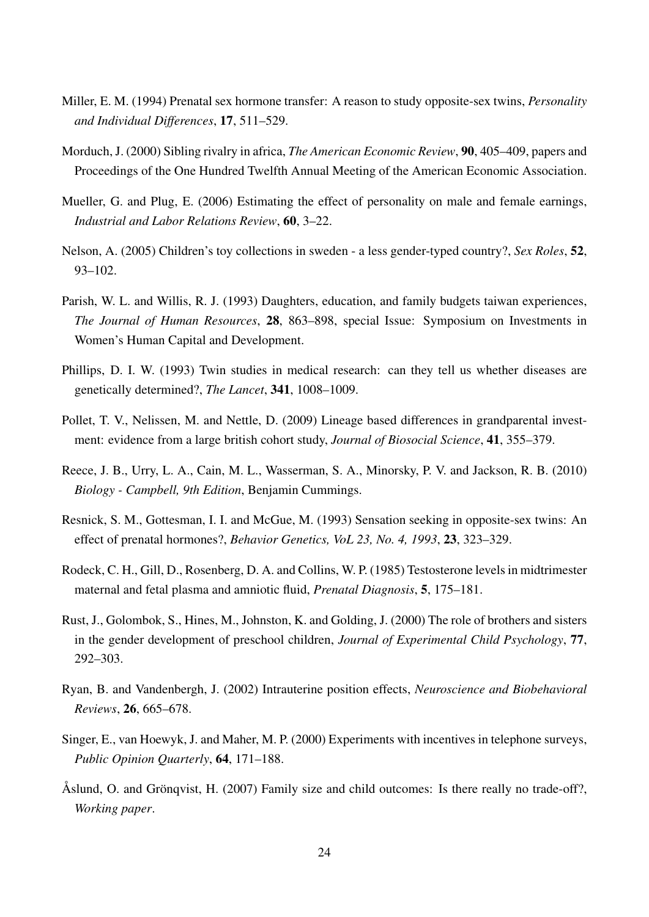Miller, E. M. (1994) Prenatal sex hormone transfer: A reason to study opposite-sex twins, *Personality and Individual Differences*, **17**, 511–529.

Morduch, J. (2000) Sibling rivalry in africa, *The American Economic Review*, **90**, 405–409, papers and Proceedings of the One Hundred Twelfth Annual Meeting of the American Economic Association.

Mueller, G. and Plug, E. (2006) Estimating the effect of personality on male and female earnings, *Industrial and Labor Relations Review*, **60**, 3–22.

Nelson, A. (2005) Children's toy collections in sweden - a less gender-typed country?, *Sex Roles*, **52**, 93–102.

Parish, W. L. and Willis, R. J. (1993) Daughters, education, and family budgets taiwan experiences, *The Journal of Human Resources*, **28**, 863–898, special Issue: Symposium on Investments in Women's Human Capital and Development.

Phillips, D. I. W. (1993) Twin studies in medical research: can they tell us whether diseases are genetically determined?, *The Lancet*, **341**, 1008–1009.

Pollet, T. V., Nelissen, M. and Nettle, D. (2009) Lineage based differences in grandparental investment: evidence from a large british cohort study, *Journal of Biosocial Science*, **41**, 355–379.

Reece, J. B., Urry, L. A., Cain, M. L., Wasserman, S. A., Minorsky, P. V. and Jackson, R. B. (2010) *Biology - Campbell, 9th Edition*, Benjamin Cummings.

Resnick, S. M., Gottesman, I. I. and McGue, M. (1993) Sensation seeking in opposite-sex twins: An effect of prenatal hormones?, *Behavior Genetics, VoL 23, No. 4, 1993*, **23**, 323–329.

Rodeck, C. H., Gill, D., Rosenberg, D. A. and Collins, W. P. (1985) Testosterone levels in midtrimester maternal and fetal plasma and amniotic fluid, *Prenatal Diagnosis*, **5**, 175–181.

Rust, J., Golombok, S., Hines, M., Johnston, K. and Golding, J. (2000) The role of brothers and sisters in the gender development of preschool children, *Journal of Experimental Child Psychology*, **77**, 292–303.

Ryan, B. and Vandenbergh, J. (2002) Intrauterine position effects, *Neuroscience and Biobehavioral Reviews*, **26**, 665–678.

Singer, E., van Hoewyk, J. and Maher, M. P. (2000) Experiments with incentives in telephone surveys, *Public Opinion Quarterly*, **64**, 171–188.

Åslund, O. and Grönqvist, H. (2007) Family size and child outcomes: Is there really no trade-off?, *Working paper*.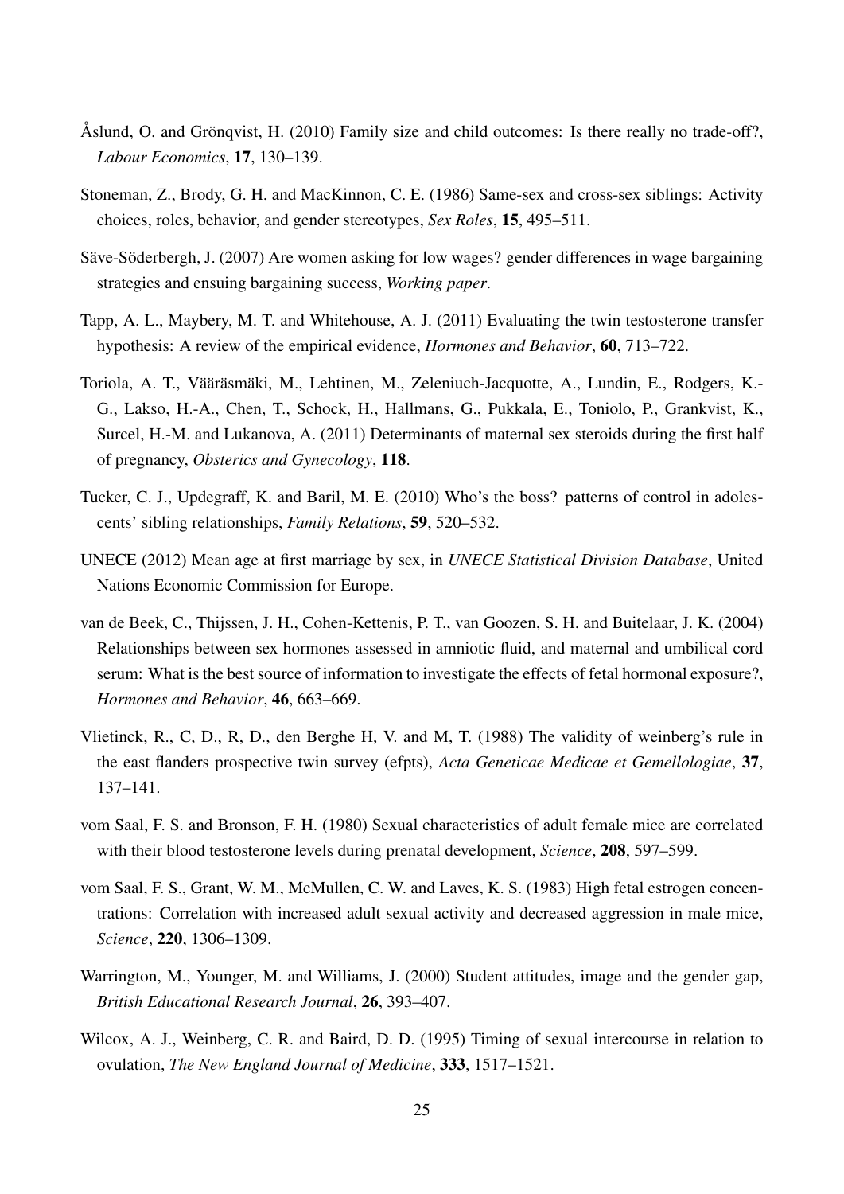Åslund, O. and Grönqvist, H. (2010) Family size and child outcomes: Is there really no trade-off?, *Labour Economics*, **17**, 130–139.

Stoneman, Z., Brody, G. H. and MacKinnon, C. E. (1986) Same-sex and cross-sex siblings: Activity choices, roles, behavior, and gender stereotypes, *Sex Roles*, **15**, 495–511.

Säve-Söderbergh, J. (2007) Are women asking for low wages? gender differences in wage bargaining strategies and ensuing bargaining success, *Working paper*.

Tapp, A. L., Maybery, M. T. and Whitehouse, A. J. (2011) Evaluating the twin testosterone transfer hypothesis: A review of the empirical evidence, *Hormones and Behavior*, **60**, 713–722.

Toriola, A. T., Vääräsmäki, M., Lehtinen, M., Zeleniuch-Jacquotte, A., Lundin, E., Rodgers, K.-G., Lakso, H.-A., Chen, T., Schock, H., Hallmans, G., Pukkala, E., Toniolo, P., Grankvist, K., Surcel, H.-M. and Lukanova, A. (2011) Determinants of maternal sex steroids during the first half of pregnancy, *Obsterics and Gynecology*, **118**.

Tucker, C. J., Updegraff, K. and Baril, M. E. (2010) Who's the boss? patterns of control in adolescents' sibling relationships, *Family Relations*, **59**, 520–532.

UNECE (2012) Mean age at first marriage by sex, in *UNECE Statistical Division Database*, United Nations Economic Commission for Europe.

van de Beek, C., Thijssen, J. H., Cohen-Kettenis, P. T., van Goozen, S. H. and Buitelaar, J. K. (2004) Relationships between sex hormones assessed in amniotic fluid, and maternal and umbilical cord serum: What is the best source of information to investigate the effects of fetal hormonal exposure?, *Hormones and Behavior*, **46**, 663–669.

Vlietinck, R., C, D., R, D., den Berghe H, V. and M, T. (1988) The validity of weinberg's rule in the east flanders prospective twin survey (efpts), *Acta Geneticae Medicae et Gemellologiae*, **37**, 137–141.

vom Saal, F. S. and Bronson, F. H. (1980) Sexual characteristics of adult female mice are correlated with their blood testosterone levels during prenatal development, *Science*, **208**, 597–599.

vom Saal, F. S., Grant, W. M., McMullen, C. W. and Laves, K. S. (1983) High fetal estrogen concentrations: Correlation with increased adult sexual activity and decreased aggression in male mice, *Science*, **220**, 1306–1309.

Warrington, M., Younger, M. and Williams, J. (2000) Student attitudes, image and the gender gap, *British Educational Research Journal*, **26**, 393–407.

Wilcox, A. J., Weinberg, C. R. and Baird, D. D. (1995) Timing of sexual intercourse in relation to ovulation, *The New England Journal of Medicine*, **333**, 1517–1521.